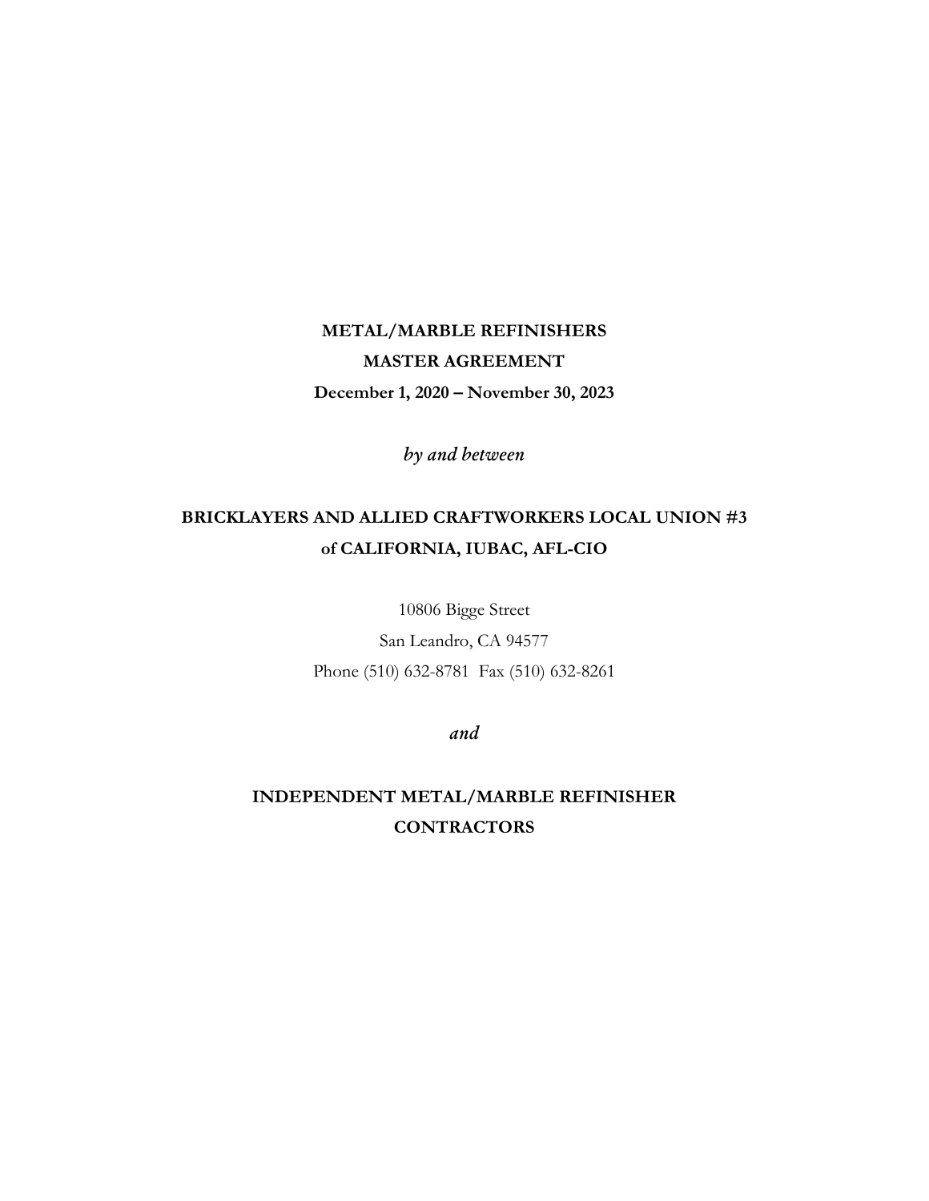# METAL/MARBLE REFINISHERS

# MASTER AGREEMENT

**December 1, 2020 – November 30, 2023**

*by and between*

## BRICKLAYERS AND ALLIED CRAFTWORKERS LOCAL UNION #3 of CALIFORNIA, IUBAC, AFL-CIO

10806 Bigge Street

San Leandro, CA 94577

Phone (510) 632-8781 Fax (510) 632-8261

*and*

## INDEPENDENT METAL/MARBLE REFINISHER CONTRACTORS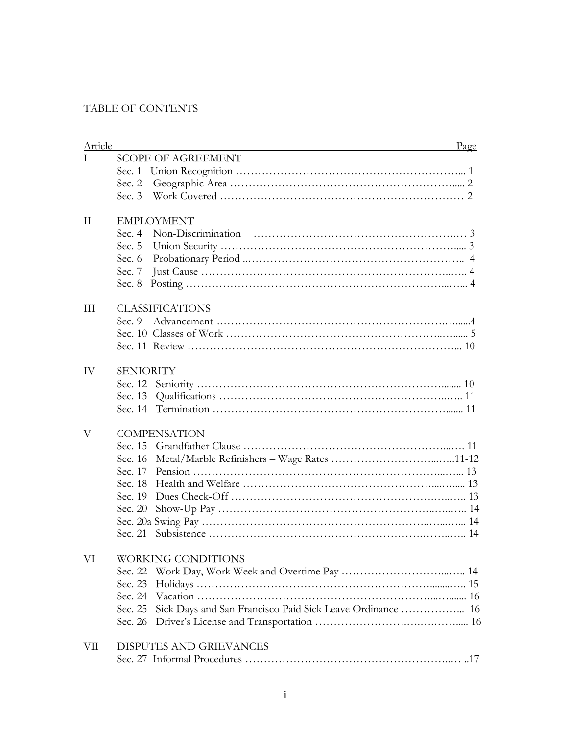# TABLE OF CONTENTS

| Article | | Page |
|---|---|---|
| I | SCOPE OF AGREEMENT | |
| | Sec. 1 Union Recognition | 1 |
| | Sec. 2 Geographic Area | 2 |
| | Sec. 3 Work Covered | 2 |
| II | EMPLOYMENT | |
| | Sec. 4 Non-Discrimination | 3 |
| | Sec. 5 Union Security | 3 |
| | Sec. 6 Probationary Period | 4 |
| | Sec. 7 Just Cause | 4 |
| | Sec. 8 Posting | 4 |
| III | CLASSIFICATIONS | |
| | Sec. 9 Advancement | 4 |
| | Sec. 10 Classes of Work | 5 |
| | Sec. 11 Review | 10 |
| IV | SENIORITY | |
| | Sec. 12 Seniority | 10 |
| | Sec. 13 Qualifications | 11 |
| | Sec. 14 Termination | 11 |
| V | COMPENSATION | |
| | Sec. 15 Grandfather Clause | 11 |
| | Sec. 16 Metal/Marble Refinishers – Wage Rates | 11-12 |
| | Sec. 17 Pension | 13 |
| | Sec. 18 Health and Welfare | 13 |
| | Sec. 19 Dues Check-Off | 13 |
| | Sec. 20 Show-Up Pay | 14 |
| | Sec. 20a Swing Pay | 14 |
| | Sec. 21 Subsistence | 14 |
| VI | WORKING CONDITIONS | |
| | Sec. 22 Work Day, Work Week and Overtime Pay | 14 |
| | Sec. 23 Holidays | 15 |
| | Sec. 24 Vacation | 16 |
| | Sec. 25 Sick Days and San Francisco Paid Sick Leave Ordinance | 16 |
| | Sec. 26 Driver's License and Transportation | 16 |
| VII | DISPUTES AND GRIEVANCES | |
| | Sec. 27 Informal Procedures | 17 |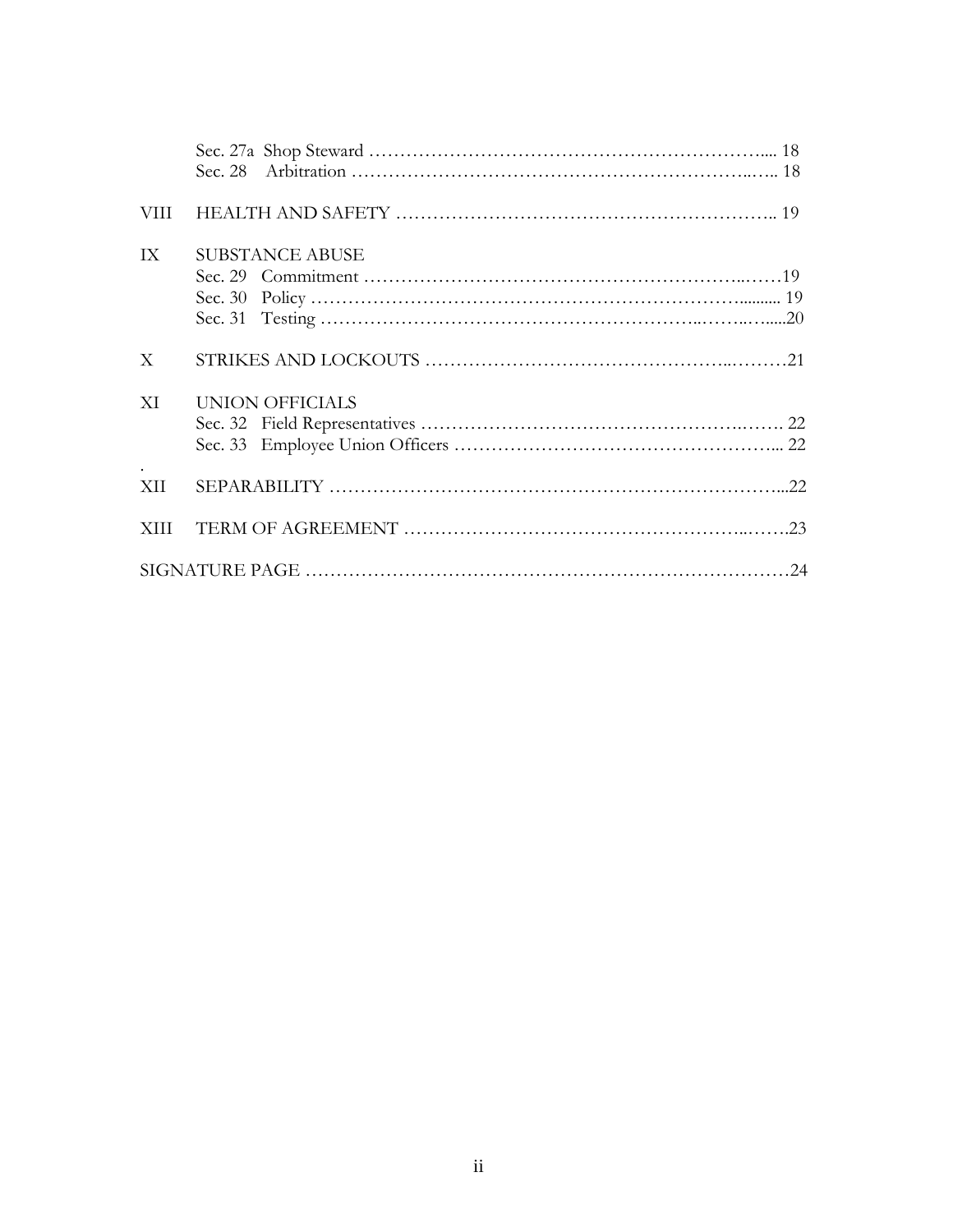| | | |
|---|---|---|
| | Sec. 27a Shop Steward | 18 |
| | Sec. 28 Arbitration | 18 |
| VIII | HEALTH AND SAFETY | 19 |
| IX | SUBSTANCE ABUSE | |
| | Sec. 29 Commitment | 19 |
| | Sec. 30 Policy | 19 |
| | Sec. 31 Testing | 20 |
| X | STRIKES AND LOCKOUTS | 21 |
| XI | UNION OFFICIALS | |
| | Sec. 32 Field Representatives | 22 |
| | Sec. 33 Employee Union Officers | 22 |
| XII | SEPARABILITY | 22 |
| XIII | TERM OF AGREEMENT | 23 |
| SIGNATURE PAGE | | 24 |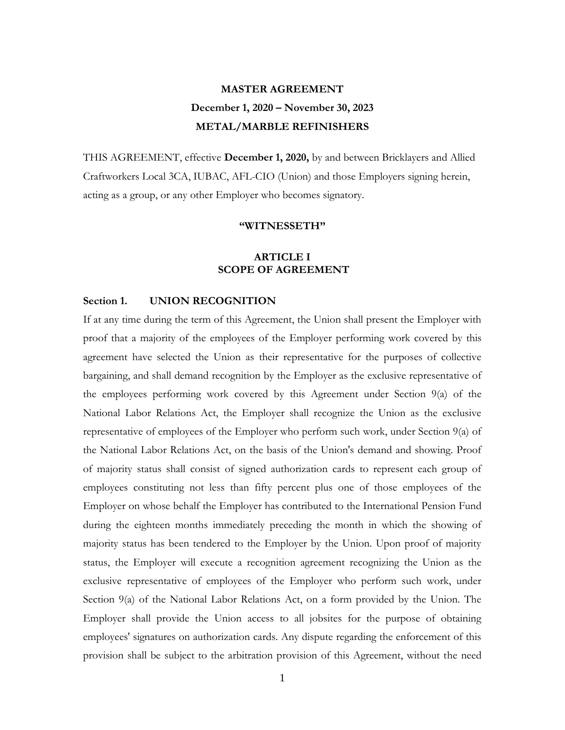# MASTER AGREEMENT

## December 1, 2020 – November 30, 2023

## METAL/MARBLE REFINISHERS

THIS AGREEMENT, effective **December 1, 2020,** by and between Bricklayers and Allied Craftworkers Local 3CA, IUBAC, AFL-CIO (Union) and those Employers signing herein, acting as a group, or any other Employer who becomes signatory.

### "WITNESSETH"

### ARTICLE I
### SCOPE OF AGREEMENT

**Section 1. UNION RECOGNITION**

If at any time during the term of this Agreement, the Union shall present the Employer with proof that a majority of the employees of the Employer performing work covered by this agreement have selected the Union as their representative for the purposes of collective bargaining, and shall demand recognition by the Employer as the exclusive representative of the employees performing work covered by this Agreement under Section 9(a) of the National Labor Relations Act, the Employer shall recognize the Union as the exclusive representative of employees of the Employer who perform such work, under Section 9(a) of the National Labor Relations Act, on the basis of the Union's demand and showing. Proof of majority status shall consist of signed authorization cards to represent each group of employees constituting not less than fifty percent plus one of those employees of the Employer on whose behalf the Employer has contributed to the International Pension Fund during the eighteen months immediately preceding the month in which the showing of majority status has been tendered to the Employer by the Union. Upon proof of majority status, the Employer will execute a recognition agreement recognizing the Union as the exclusive representative of employees of the Employer who perform such work, under Section 9(a) of the National Labor Relations Act, on a form provided by the Union. The Employer shall provide the Union access to all jobsites for the purpose of obtaining employees' signatures on authorization cards. Any dispute regarding the enforcement of this provision shall be subject to the arbitration provision of this Agreement, without the need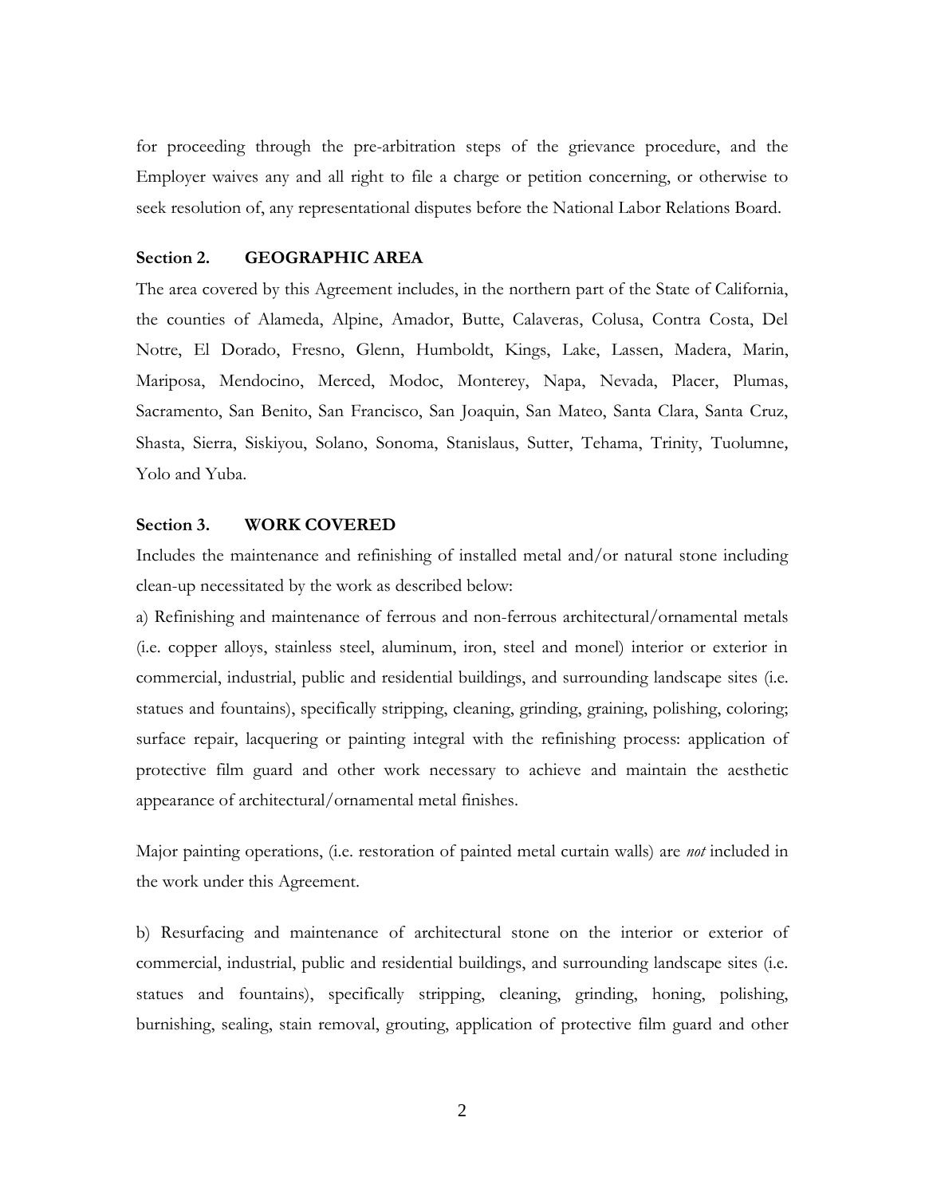for proceeding through the pre-arbitration steps of the grievance procedure, and the Employer waives any and all right to file a charge or petition concerning, or otherwise to seek resolution of, any representational disputes before the National Labor Relations Board.

**Section 2. GEOGRAPHIC AREA**

The area covered by this Agreement includes, in the northern part of the State of California, the counties of Alameda, Alpine, Amador, Butte, Calaveras, Colusa, Contra Costa, Del Notre, El Dorado, Fresno, Glenn, Humboldt, Kings, Lake, Lassen, Madera, Marin, Mariposa, Mendocino, Merced, Modoc, Monterey, Napa, Nevada, Placer, Plumas, Sacramento, San Benito, San Francisco, San Joaquin, San Mateo, Santa Clara, Santa Cruz, Shasta, Sierra, Siskiyou, Solano, Sonoma, Stanislaus, Sutter, Tehama, Trinity, Tuolumne, Yolo and Yuba.

**Section 3. WORK COVERED**

Includes the maintenance and refinishing of installed metal and/or natural stone including clean-up necessitated by the work as described below:

a) Refinishing and maintenance of ferrous and non-ferrous architectural/ornamental metals (i.e. copper alloys, stainless steel, aluminum, iron, steel and monel) interior or exterior in commercial, industrial, public and residential buildings, and surrounding landscape sites (i.e. statues and fountains), specifically stripping, cleaning, grinding, graining, polishing, coloring; surface repair, lacquering or painting integral with the refinishing process: application of protective film guard and other work necessary to achieve and maintain the aesthetic appearance of architectural/ornamental metal finishes.

Major painting operations, (i.e. restoration of painted metal curtain walls) are *not* included in the work under this Agreement.

b) Resurfacing and maintenance of architectural stone on the interior or exterior of commercial, industrial, public and residential buildings, and surrounding landscape sites (i.e. statues and fountains), specifically stripping, cleaning, grinding, honing, polishing, burnishing, sealing, stain removal, grouting, application of protective film guard and other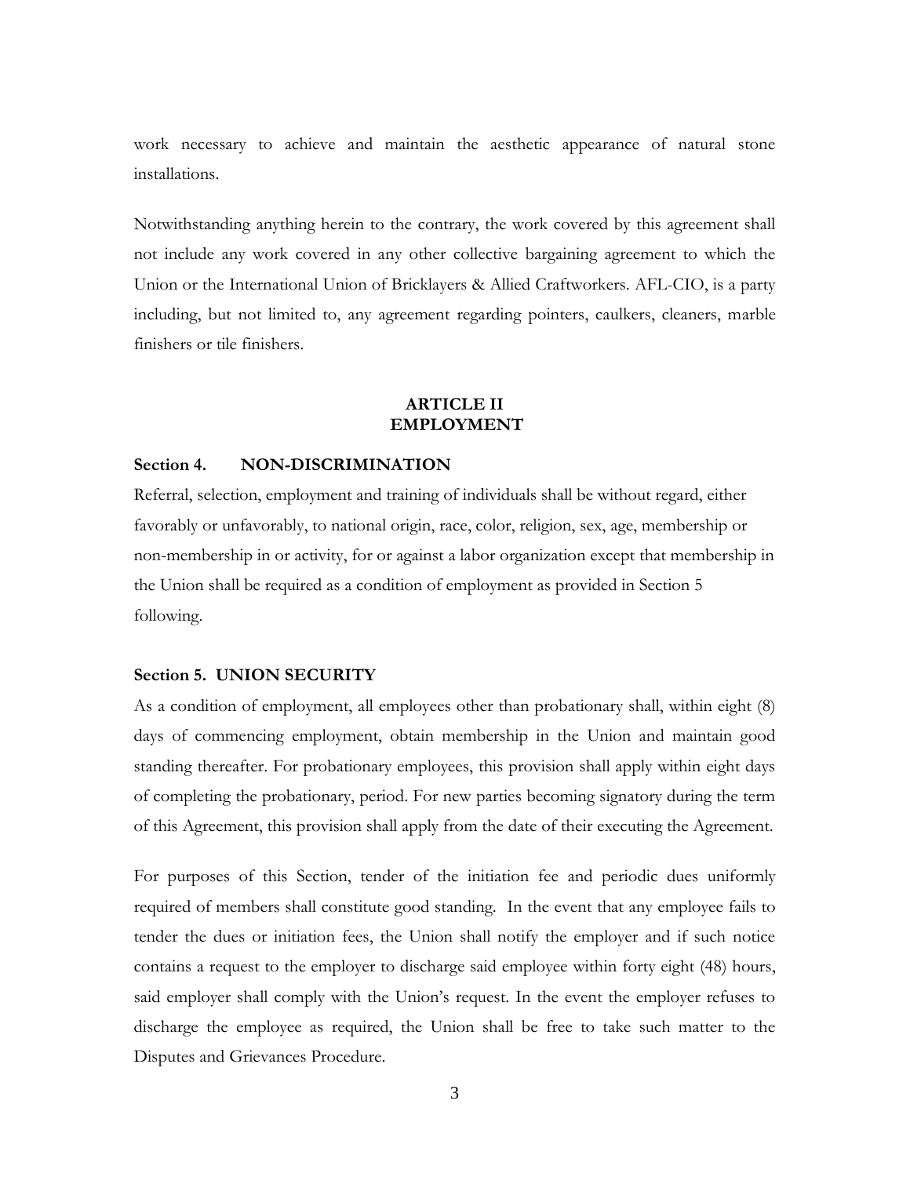work necessary to achieve and maintain the aesthetic appearance of natural stone installations.

Notwithstanding anything herein to the contrary, the work covered by this agreement shall not include any work covered in any other collective bargaining agreement to which the Union or the International Union of Bricklayers & Allied Craftworkers. AFL-CIO, is a party including, but not limited to, any agreement regarding pointers, caulkers, cleaners, marble finishers or tile finishers.

## ARTICLE II
## EMPLOYMENT

### Section 4. NON-DISCRIMINATION

Referral, selection, employment and training of individuals shall be without regard, either favorably or unfavorably, to national origin, race, color, religion, sex, age, membership or non-membership in or activity, for or against a labor organization except that membership in the Union shall be required as a condition of employment as provided in Section 5 following.

### Section 5. UNION SECURITY

As a condition of employment, all employees other than probationary shall, within eight (8) days of commencing employment, obtain membership in the Union and maintain good standing thereafter. For probationary employees, this provision shall apply within eight days of completing the probationary, period. For new parties becoming signatory during the term of this Agreement, this provision shall apply from the date of their executing the Agreement.

For purposes of this Section, tender of the initiation fee and periodic dues uniformly required of members shall constitute good standing. In the event that any employee fails to tender the dues or initiation fees, the Union shall notify the employer and if such notice contains a request to the employer to discharge said employee within forty eight (48) hours, said employer shall comply with the Union's request. In the event the employer refuses to discharge the employee as required, the Union shall be free to take such matter to the Disputes and Grievances Procedure.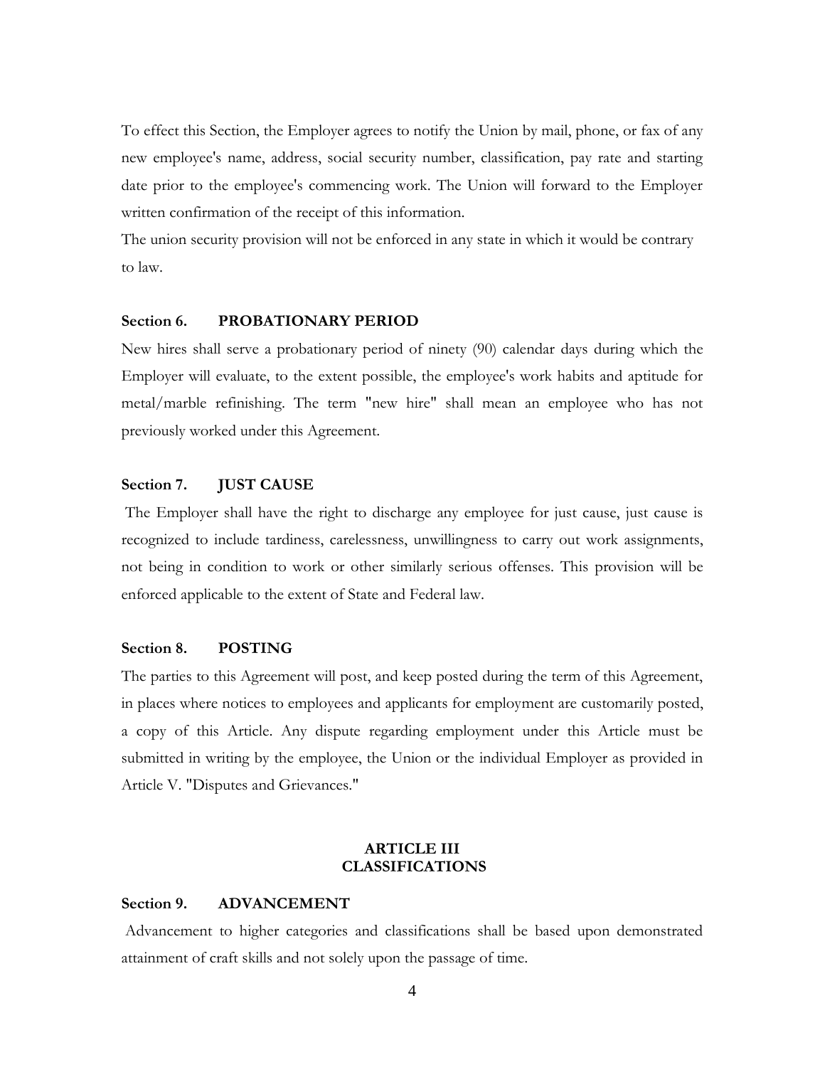To effect this Section, the Employer agrees to notify the Union by mail, phone, or fax of any new employee's name, address, social security number, classification, pay rate and starting date prior to the employee's commencing work. The Union will forward to the Employer written confirmation of the receipt of this information.

The union security provision will not be enforced in any state in which it would be contrary to law.

**Section 6. PROBATIONARY PERIOD**

New hires shall serve a probationary period of ninety (90) calendar days during which the Employer will evaluate, to the extent possible, the employee's work habits and aptitude for metal/marble refinishing. The term "new hire" shall mean an employee who has not previously worked under this Agreement.

**Section 7. JUST CAUSE**

The Employer shall have the right to discharge any employee for just cause, just cause is recognized to include tardiness, carelessness, unwillingness to carry out work assignments, not being in condition to work or other similarly serious offenses. This provision will be enforced applicable to the extent of State and Federal law.

**Section 8. POSTING**

The parties to this Agreement will post, and keep posted during the term of this Agreement, in places where notices to employees and applicants for employment are customarily posted, a copy of this Article. Any dispute regarding employment under this Article must be submitted in writing by the employee, the Union or the individual Employer as provided in Article V. "Disputes and Grievances."

## ARTICLE III
## CLASSIFICATIONS

**Section 9. ADVANCEMENT**

Advancement to higher categories and classifications shall be based upon demonstrated attainment of craft skills and not solely upon the passage of time.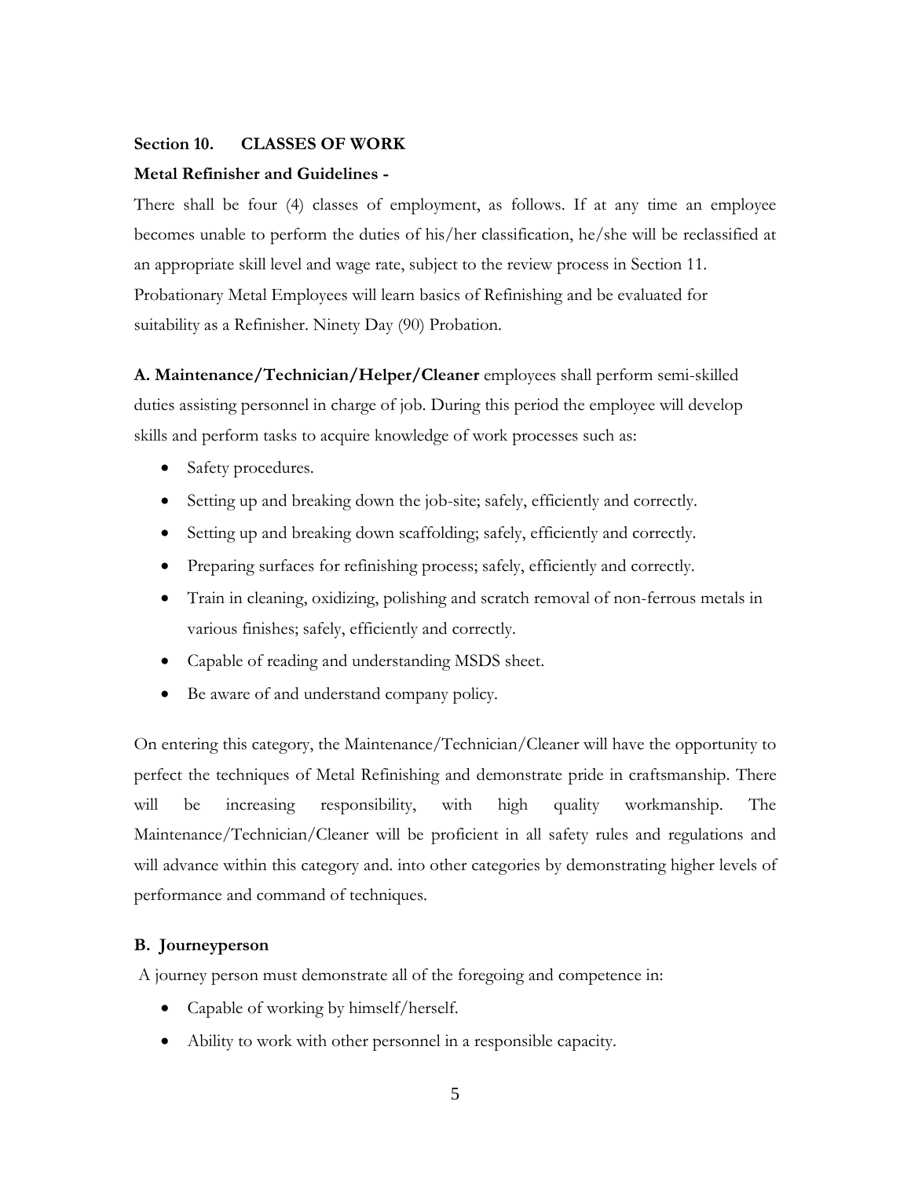**Section 10. CLASSES OF WORK**

**Metal Refinisher and Guidelines -**

There shall be four (4) classes of employment, as follows. If at any time an employee becomes unable to perform the duties of his/her classification, he/she will be reclassified at an appropriate skill level and wage rate, subject to the review process in Section 11. Probationary Metal Employees will learn basics of Refinishing and be evaluated for suitability as a Refinisher. Ninety Day (90) Probation.

**A. Maintenance/Technician/Helper/Cleaner** employees shall perform semi-skilled duties assisting personnel in charge of job. During this period the employee will develop skills and perform tasks to acquire knowledge of work processes such as:

- Safety procedures.
- Setting up and breaking down the job-site; safely, efficiently and correctly.
- Setting up and breaking down scaffolding; safely, efficiently and correctly.
- Preparing surfaces for refinishing process; safely, efficiently and correctly.
- Train in cleaning, oxidizing, polishing and scratch removal of non-ferrous metals in various finishes; safely, efficiently and correctly.
- Capable of reading and understanding MSDS sheet.
- Be aware of and understand company policy.

On entering this category, the Maintenance/Technician/Cleaner will have the opportunity to perfect the techniques of Metal Refinishing and demonstrate pride in craftsmanship. There will be increasing responsibility, with high quality workmanship. The Maintenance/Technician/Cleaner will be proficient in all safety rules and regulations and will advance within this category and. into other categories by demonstrating higher levels of performance and command of techniques.

**B. Journeyperson**

A journey person must demonstrate all of the foregoing and competence in:

- Capable of working by himself/herself.
- Ability to work with other personnel in a responsible capacity.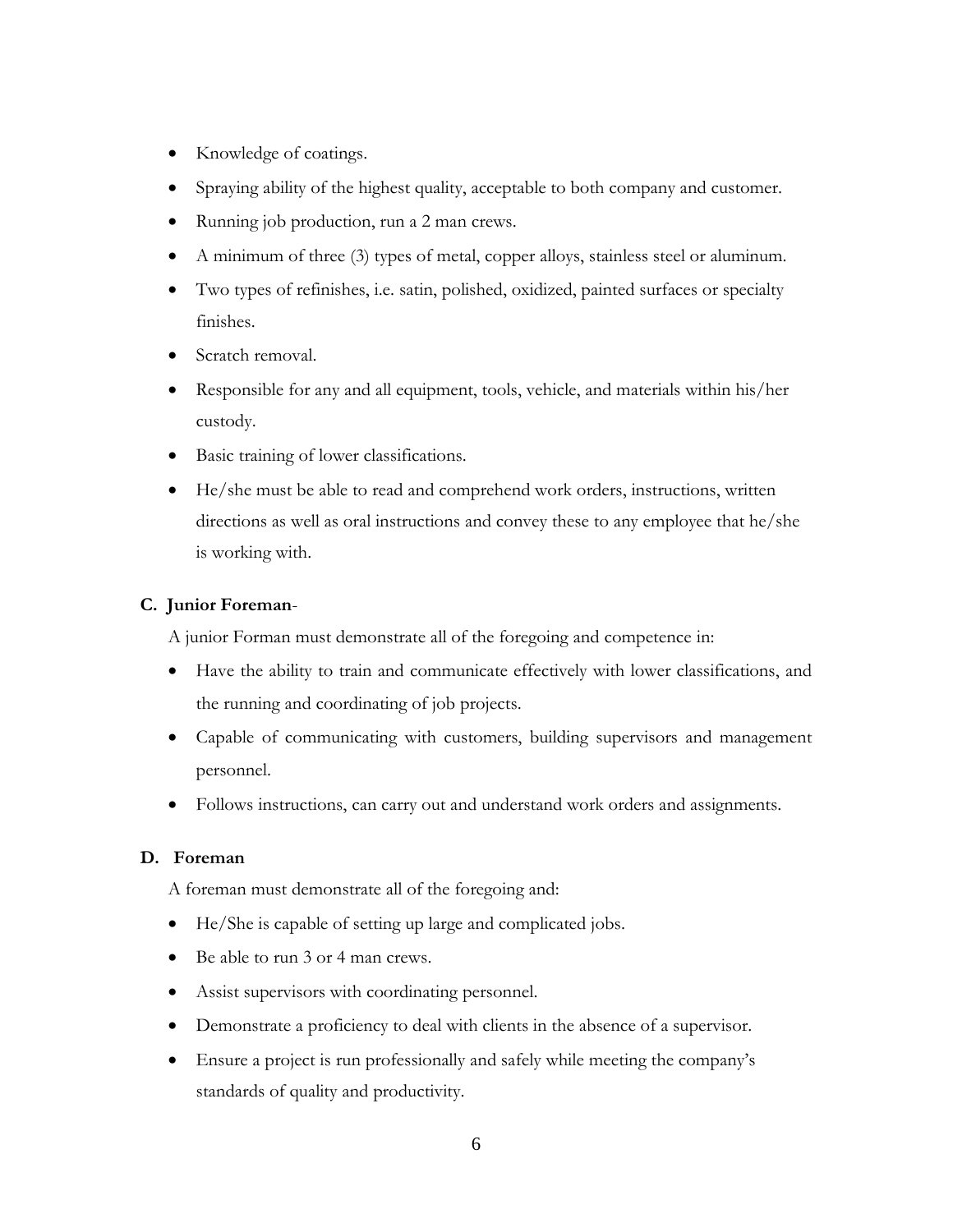- Knowledge of coatings.
- Spraying ability of the highest quality, acceptable to both company and customer.
- Running job production, run a 2 man crews.
- A minimum of three (3) types of metal, copper alloys, stainless steel or aluminum.
- Two types of refinishes, i.e. satin, polished, oxidized, painted surfaces or specialty finishes.
- Scratch removal.
- Responsible for any and all equipment, tools, vehicle, and materials within his/her custody.
- Basic training of lower classifications.
- He/she must be able to read and comprehend work orders, instructions, written directions as well as oral instructions and convey these to any employee that he/she is working with.

**C. Junior Foreman**-

A junior Forman must demonstrate all of the foregoing and competence in:

- Have the ability to train and communicate effectively with lower classifications, and the running and coordinating of job projects.
- Capable of communicating with customers, building supervisors and management personnel.
- Follows instructions, can carry out and understand work orders and assignments.

**D. Foreman**

A foreman must demonstrate all of the foregoing and:

- He/She is capable of setting up large and complicated jobs.
- Be able to run 3 or 4 man crews.
- Assist supervisors with coordinating personnel.
- Demonstrate a proficiency to deal with clients in the absence of a supervisor.
- Ensure a project is run professionally and safely while meeting the company's standards of quality and productivity.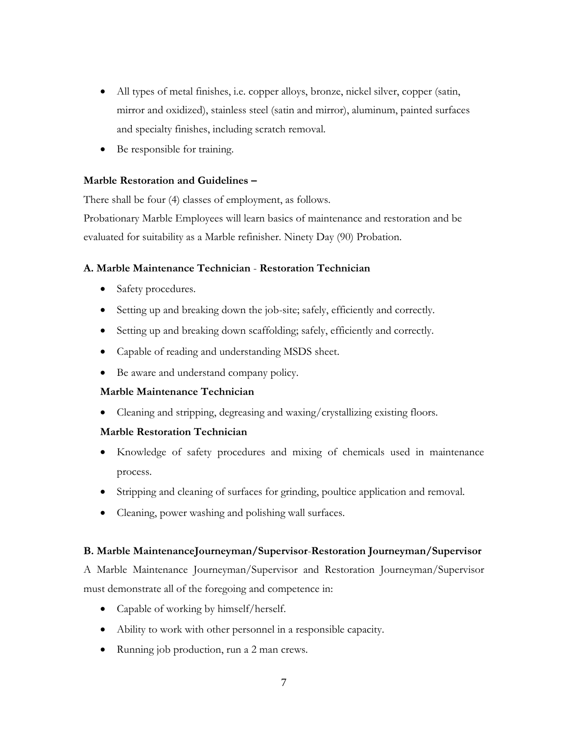- All types of metal finishes, i.e. copper alloys, bronze, nickel silver, copper (satin, mirror and oxidized), stainless steel (satin and mirror), aluminum, painted surfaces and specialty finishes, including scratch removal.
- Be responsible for training.

**Marble Restoration and Guidelines –**

There shall be four (4) classes of employment, as follows.

Probationary Marble Employees will learn basics of maintenance and restoration and be evaluated for suitability as a Marble refinisher. Ninety Day (90) Probation.

**A. Marble Maintenance Technician** - **Restoration Technician**

- Safety procedures.
- Setting up and breaking down the job-site; safely, efficiently and correctly.
- Setting up and breaking down scaffolding; safely, efficiently and correctly.
- Capable of reading and understanding MSDS sheet.
- Be aware and understand company policy.

**Marble Maintenance Technician**

- Cleaning and stripping, degreasing and waxing/crystallizing existing floors.

**Marble Restoration Technician**

- Knowledge of safety procedures and mixing of chemicals used in maintenance process.
- Stripping and cleaning of surfaces for grinding, poultice application and removal.
- Cleaning, power washing and polishing wall surfaces.

**B. Marble MaintenanceJourneyman/Supervisor**-**Restoration Journeyman/Supervisor**

A Marble Maintenance Journeyman/Supervisor and Restoration Journeyman/Supervisor must demonstrate all of the foregoing and competence in:

- Capable of working by himself/herself.
- Ability to work with other personnel in a responsible capacity.
- Running job production, run a 2 man crews.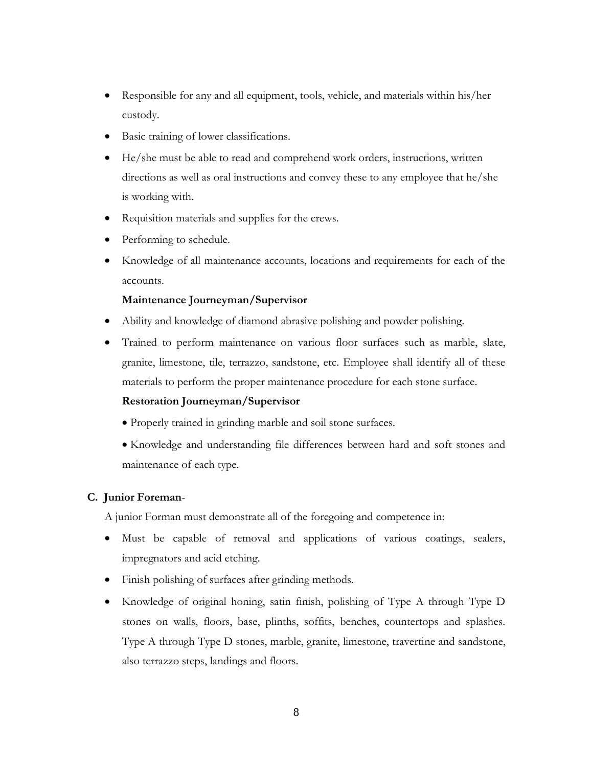- Responsible for any and all equipment, tools, vehicle, and materials within his/her custody.
- Basic training of lower classifications.
- He/she must be able to read and comprehend work orders, instructions, written directions as well as oral instructions and convey these to any employee that he/she is working with.
- Requisition materials and supplies for the crews.
- Performing to schedule.
- Knowledge of all maintenance accounts, locations and requirements for each of the accounts.

**Maintenance Journeyman/Supervisor**

- Ability and knowledge of diamond abrasive polishing and powder polishing.
- Trained to perform maintenance on various floor surfaces such as marble, slate, granite, limestone, tile, terrazzo, sandstone, etc. Employee shall identify all of these materials to perform the proper maintenance procedure for each stone surface.

**Restoration Journeyman/Supervisor**

- Properly trained in grinding marble and soil stone surfaces.
- Knowledge and understanding file differences between hard and soft stones and maintenance of each type.

**C. Junior Foreman**-

A junior Forman must demonstrate all of the foregoing and competence in:

- Must be capable of removal and applications of various coatings, sealers, impregnators and acid etching.
- Finish polishing of surfaces after grinding methods.
- Knowledge of original honing, satin finish, polishing of Type A through Type D stones on walls, floors, base, plinths, soffits, benches, countertops and splashes. Type A through Type D stones, marble, granite, limestone, travertine and sandstone, also terrazzo steps, landings and floors.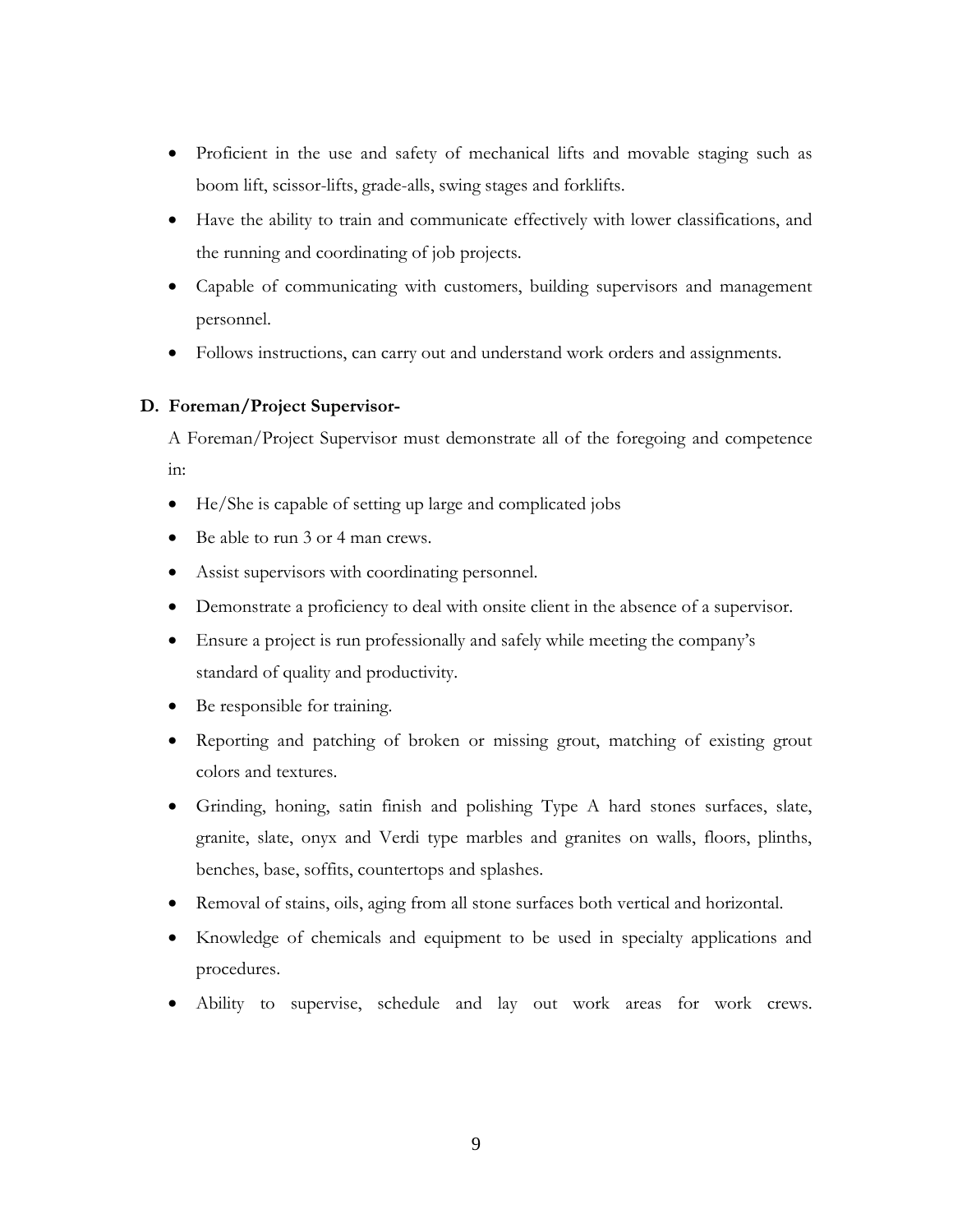- Proficient in the use and safety of mechanical lifts and movable staging such as boom lift, scissor-lifts, grade-alls, swing stages and forklifts.
- Have the ability to train and communicate effectively with lower classifications, and the running and coordinating of job projects.
- Capable of communicating with customers, building supervisors and management personnel.
- Follows instructions, can carry out and understand work orders and assignments.

**D. Foreman/Project Supervisor-**

A Foreman/Project Supervisor must demonstrate all of the foregoing and competence in:

- He/She is capable of setting up large and complicated jobs
- Be able to run 3 or 4 man crews.
- Assist supervisors with coordinating personnel.
- Demonstrate a proficiency to deal with onsite client in the absence of a supervisor.
- Ensure a project is run professionally and safely while meeting the company's standard of quality and productivity.
- Be responsible for training.
- Reporting and patching of broken or missing grout, matching of existing grout colors and textures.
- Grinding, honing, satin finish and polishing Type A hard stones surfaces, slate, granite, slate, onyx and Verdi type marbles and granites on walls, floors, plinths, benches, base, soffits, countertops and splashes.
- Removal of stains, oils, aging from all stone surfaces both vertical and horizontal.
- Knowledge of chemicals and equipment to be used in specialty applications and procedures.
- Ability to supervise, schedule and lay out work areas for work crews.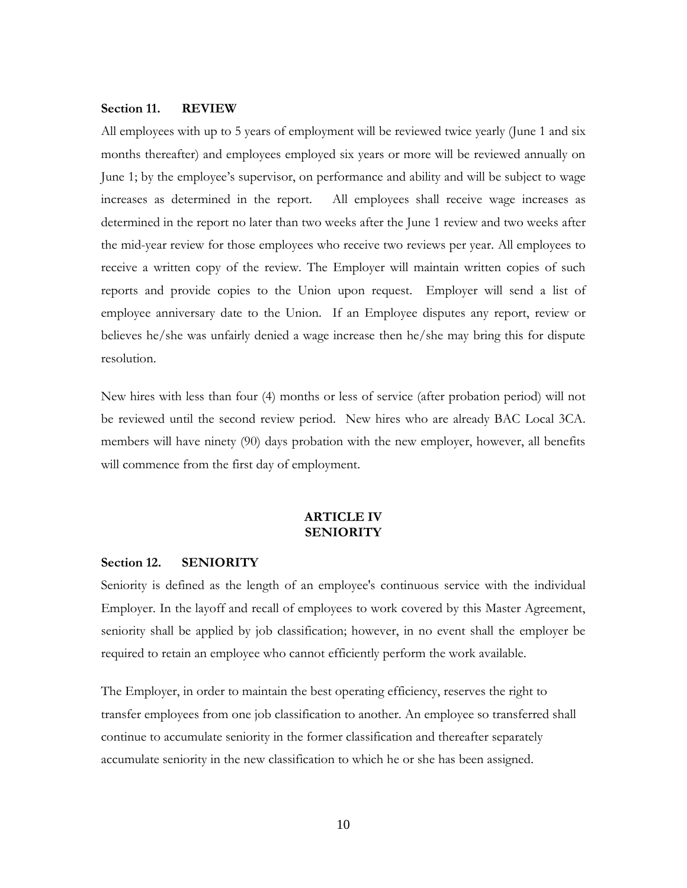**Section 11. REVIEW**

All employees with up to 5 years of employment will be reviewed twice yearly (June 1 and six months thereafter) and employees employed six years or more will be reviewed annually on June 1; by the employee's supervisor, on performance and ability and will be subject to wage increases as determined in the report. All employees shall receive wage increases as determined in the report no later than two weeks after the June 1 review and two weeks after the mid-year review for those employees who receive two reviews per year. All employees to receive a written copy of the review. The Employer will maintain written copies of such reports and provide copies to the Union upon request. Employer will send a list of employee anniversary date to the Union. If an Employee disputes any report, review or believes he/she was unfairly denied a wage increase then he/she may bring this for dispute resolution.

New hires with less than four (4) months or less of service (after probation period) will not be reviewed until the second review period. New hires who are already BAC Local 3CA. members will have ninety (90) days probation with the new employer, however, all benefits will commence from the first day of employment.

## ARTICLE IV
## SENIORITY

**Section 12. SENIORITY**

Seniority is defined as the length of an employee's continuous service with the individual Employer. In the layoff and recall of employees to work covered by this Master Agreement, seniority shall be applied by job classification; however, in no event shall the employer be required to retain an employee who cannot efficiently perform the work available.

The Employer, in order to maintain the best operating efficiency, reserves the right to transfer employees from one job classification to another. An employee so transferred shall continue to accumulate seniority in the former classification and thereafter separately accumulate seniority in the new classification to which he or she has been assigned.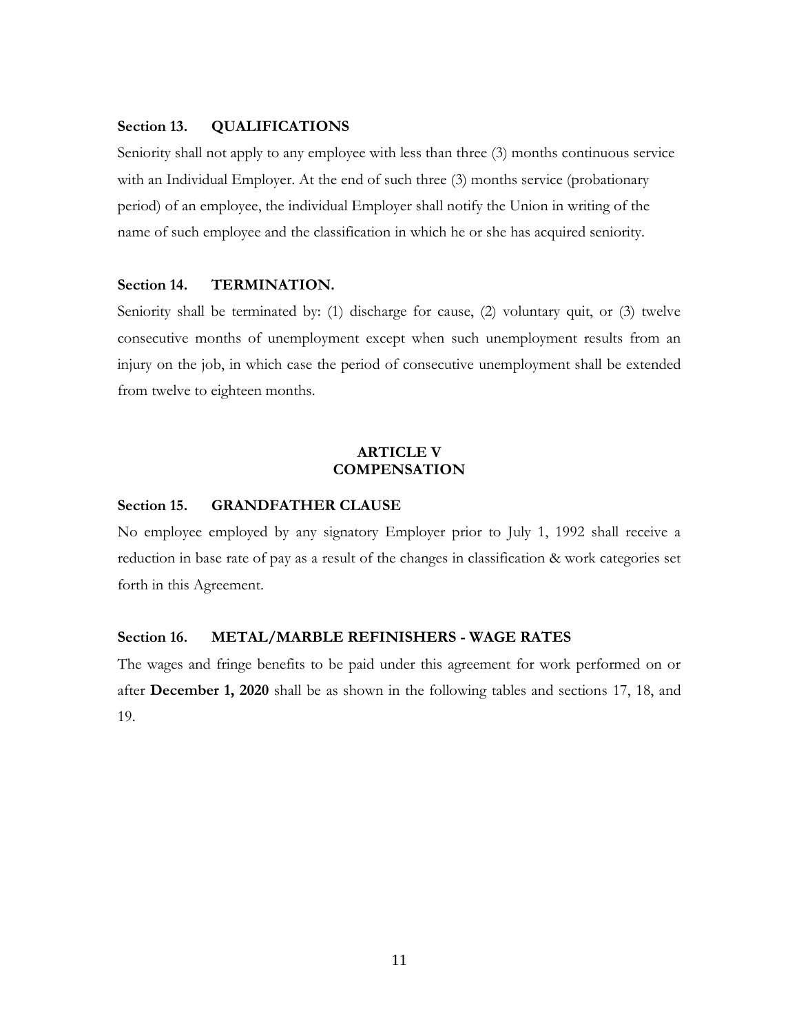### Section 13. QUALIFICATIONS

Seniority shall not apply to any employee with less than three (3) months continuous service with an Individual Employer. At the end of such three (3) months service (probationary period) of an employee, the individual Employer shall notify the Union in writing of the name of such employee and the classification in which he or she has acquired seniority.

### Section 14. TERMINATION.

Seniority shall be terminated by: (1) discharge for cause, (2) voluntary quit, or (3) twelve consecutive months of unemployment except when such unemployment results from an injury on the job, in which case the period of consecutive unemployment shall be extended from twelve to eighteen months.

## ARTICLE V
## COMPENSATION

### Section 15. GRANDFATHER CLAUSE

No employee employed by any signatory Employer prior to July 1, 1992 shall receive a reduction in base rate of pay as a result of the changes in classification & work categories set forth in this Agreement.

### Section 16. METAL/MARBLE REFINISHERS - WAGE RATES

The wages and fringe benefits to be paid under this agreement for work performed on or after **December 1, 2020** shall be as shown in the following tables and sections 17, 18, and 19.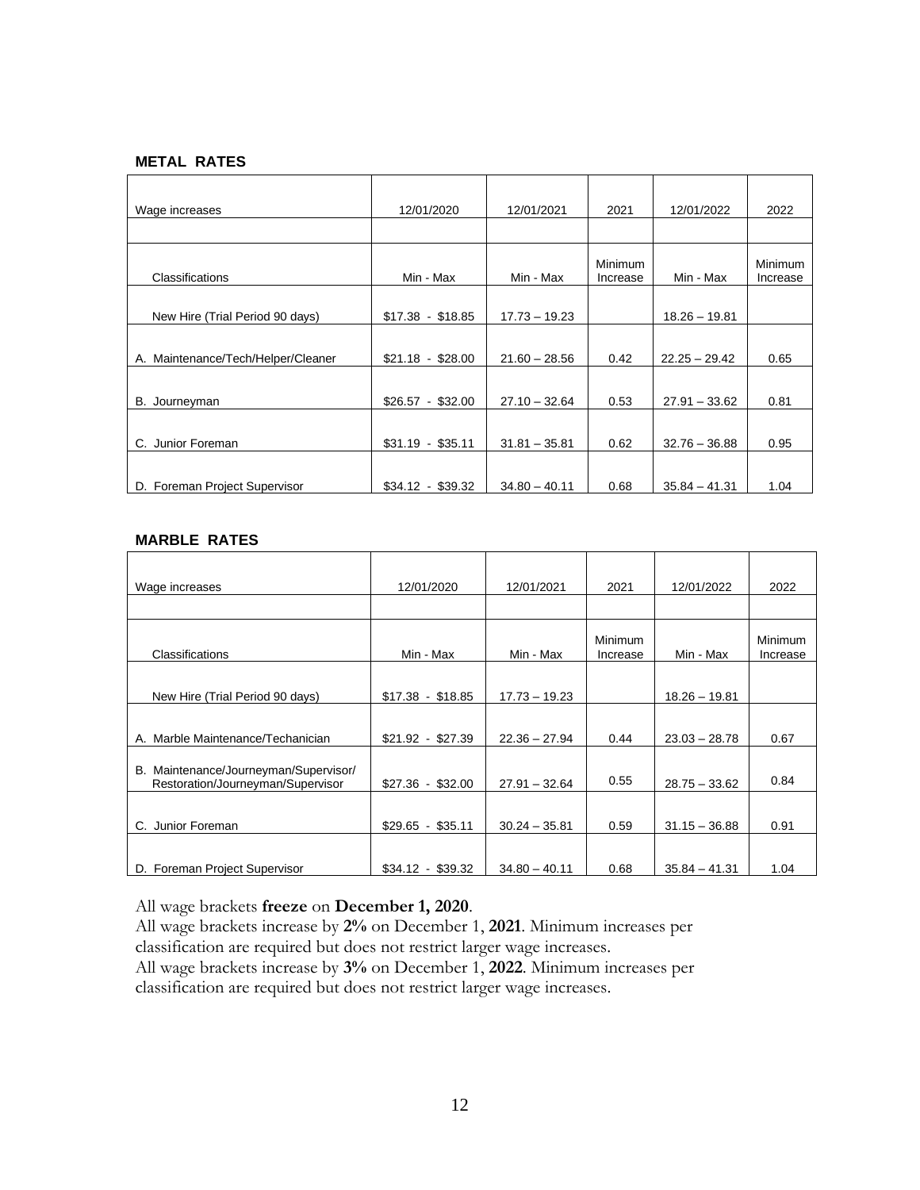**METAL RATES**

| Wage increases | 12/01/2020 | 12/01/2021 | 2021 | 12/01/2022 | 2022 |
|---|---|---|---|---|---|
| | | | | | |
| Classifications | Min - Max | Min - Max | Minimum Increase | Min - Max | Minimum Increase |
| New Hire (Trial Period 90 days) | $17.38 - $18.85 | 17.73 – 19.23 | | 18.26 – 19.81 | |
| A. Maintenance/Tech/Helper/Cleaner | $21.18 - $28.00 | 21.60 – 28.56 | 0.42 | 22.25 – 29.42 | 0.65 |
| B. Journeyman | $26.57 - $32.00 | 27.10 – 32.64 | 0.53 | 27.91 – 33.62 | 0.81 |
| C. Junior Foreman | $31.19 - $35.11 | 31.81 – 35.81 | 0.62 | 32.76 – 36.88 | 0.95 |
| D. Foreman Project Supervisor | $34.12 - $39.32 | 34.80 – 40.11 | 0.68 | 35.84 – 41.31 | 1.04 |

**MARBLE RATES**

| Wage increases | 12/01/2020 | 12/01/2021 | 2021 | 12/01/2022 | 2022 |
|---|---|---|---|---|---|
| | | | | | |
| Classifications | Min - Max | Min - Max | Minimum Increase | Min - Max | Minimum Increase |
| New Hire (Trial Period 90 days) | $17.38 - $18.85 | 17.73 – 19.23 | | 18.26 – 19.81 | |
| A. Marble Maintenance/Techanician | $21.92 - $27.39 | 22.36 – 27.94 | 0.44 | 23.03 – 28.78 | 0.67 |
| B. Maintenance/Journeyman/Supervisor/ Restoration/Journeyman/Supervisor | $27.36 - $32.00 | 27.91 – 32.64 | 0.55 | 28.75 – 33.62 | 0.84 |
| C. Junior Foreman | $29.65 - $35.11 | 30.24 – 35.81 | 0.59 | 31.15 – 36.88 | 0.91 |
| D. Foreman Project Supervisor | $34.12 - $39.32 | 34.80 – 40.11 | 0.68 | 35.84 – 41.31 | 1.04 |

All wage brackets **freeze** on **December 1, 2020**.
All wage brackets increase by **2%** on December 1, **2021**. Minimum increases per classification are required but does not restrict larger wage increases.
All wage brackets increase by **3%** on December 1, **2022**. Minimum increases per classification are required but does not restrict larger wage increases.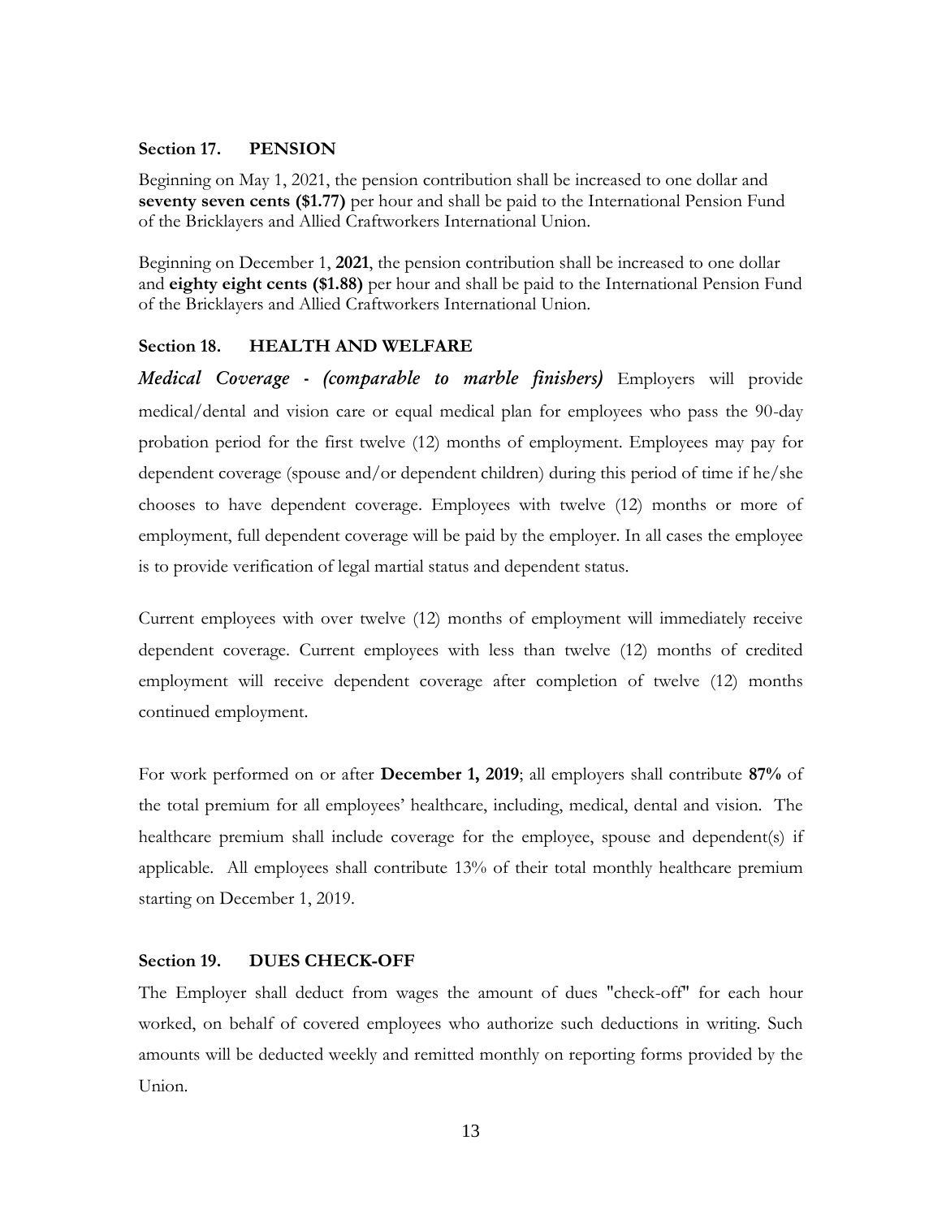### Section 17. PENSION

Beginning on May 1, 2021, the pension contribution shall be increased to one dollar and **seventy seven cents ($1.77)** per hour and shall be paid to the International Pension Fund of the Bricklayers and Allied Craftworkers International Union.

Beginning on December 1, **2021**, the pension contribution shall be increased to one dollar and **eighty eight cents ($1.88)** per hour and shall be paid to the International Pension Fund of the Bricklayers and Allied Craftworkers International Union.

### Section 18. HEALTH AND WELFARE

***Medical Coverage - (comparable to marble finishers)*** Employers will provide medical/dental and vision care or equal medical plan for employees who pass the 90-day probation period for the first twelve (12) months of employment. Employees may pay for dependent coverage (spouse and/or dependent children) during this period of time if he/she chooses to have dependent coverage. Employees with twelve (12) months or more of employment, full dependent coverage will be paid by the employer. In all cases the employee is to provide verification of legal martial status and dependent status.

Current employees with over twelve (12) months of employment will immediately receive dependent coverage. Current employees with less than twelve (12) months of credited employment will receive dependent coverage after completion of twelve (12) months continued employment.

For work performed on or after **December 1, 2019**; all employers shall contribute **87%** of the total premium for all employees' healthcare, including, medical, dental and vision. The healthcare premium shall include coverage for the employee, spouse and dependent(s) if applicable. All employees shall contribute 13% of their total monthly healthcare premium starting on December 1, 2019.

### Section 19. DUES CHECK-OFF

The Employer shall deduct from wages the amount of dues "check-off" for each hour worked, on behalf of covered employees who authorize such deductions in writing. Such amounts will be deducted weekly and remitted monthly on reporting forms provided by the Union.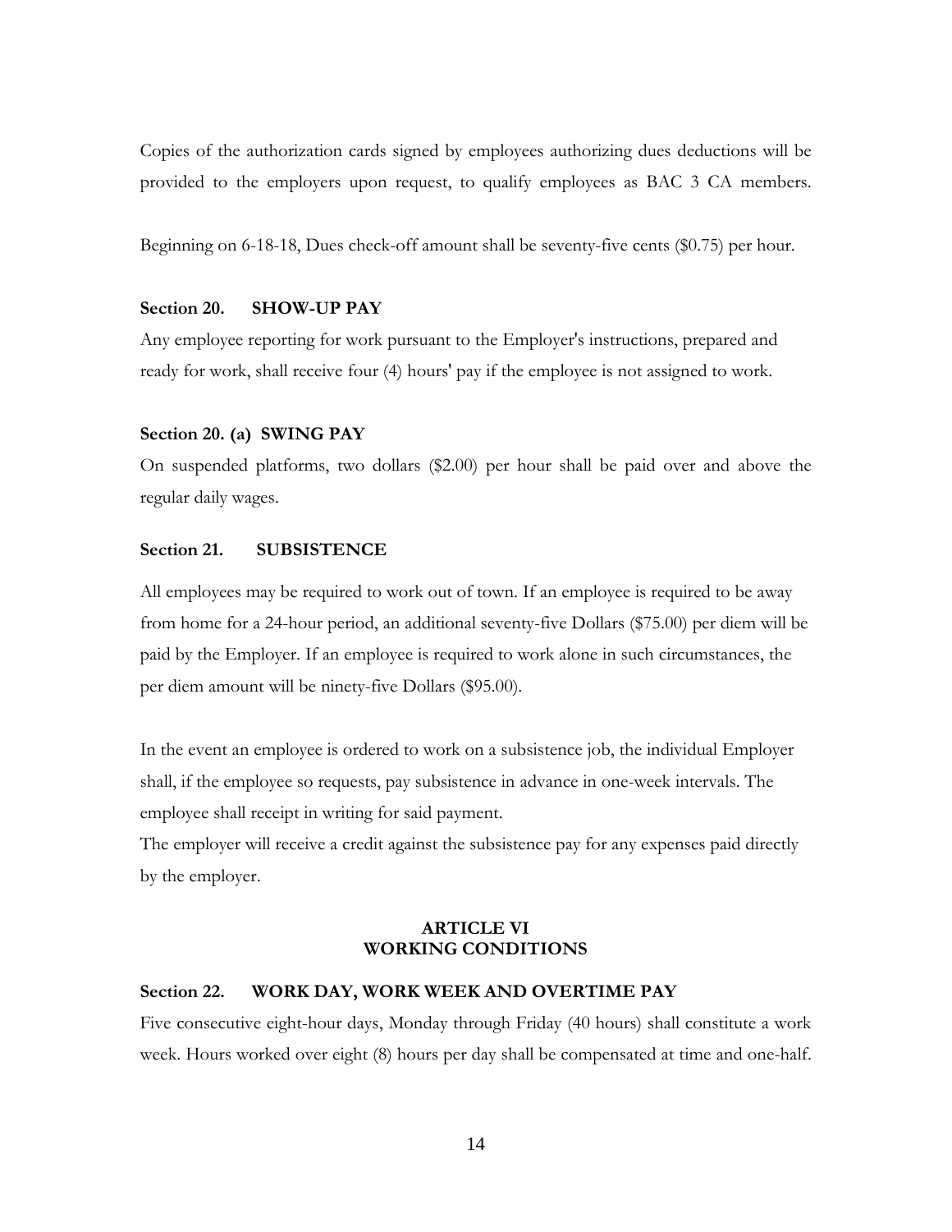Copies of the authorization cards signed by employees authorizing dues deductions will be provided to the employers upon request, to qualify employees as BAC 3 CA members.

Beginning on 6-18-18, Dues check-off amount shall be seventy-five cents ($0.75) per hour.

**Section 20. SHOW-UP PAY**

Any employee reporting for work pursuant to the Employer's instructions, prepared and ready for work, shall receive four (4) hours' pay if the employee is not assigned to work.

**Section 20. (a) SWING PAY**

On suspended platforms, two dollars ($2.00) per hour shall be paid over and above the regular daily wages.

**Section 21. SUBSISTENCE**

All employees may be required to work out of town. If an employee is required to be away from home for a 24-hour period, an additional seventy-five Dollars ($75.00) per diem will be paid by the Employer. If an employee is required to work alone in such circumstances, the per diem amount will be ninety-five Dollars ($95.00).

In the event an employee is ordered to work on a subsistence job, the individual Employer shall, if the employee so requests, pay subsistence in advance in one-week intervals. The employee shall receipt in writing for said payment.

The employer will receive a credit against the subsistence pay for any expenses paid directly by the employer.

## ARTICLE VI
## WORKING CONDITIONS

**Section 22. WORK DAY, WORK WEEK AND OVERTIME PAY**

Five consecutive eight-hour days, Monday through Friday (40 hours) shall constitute a work week. Hours worked over eight (8) hours per day shall be compensated at time and one-half.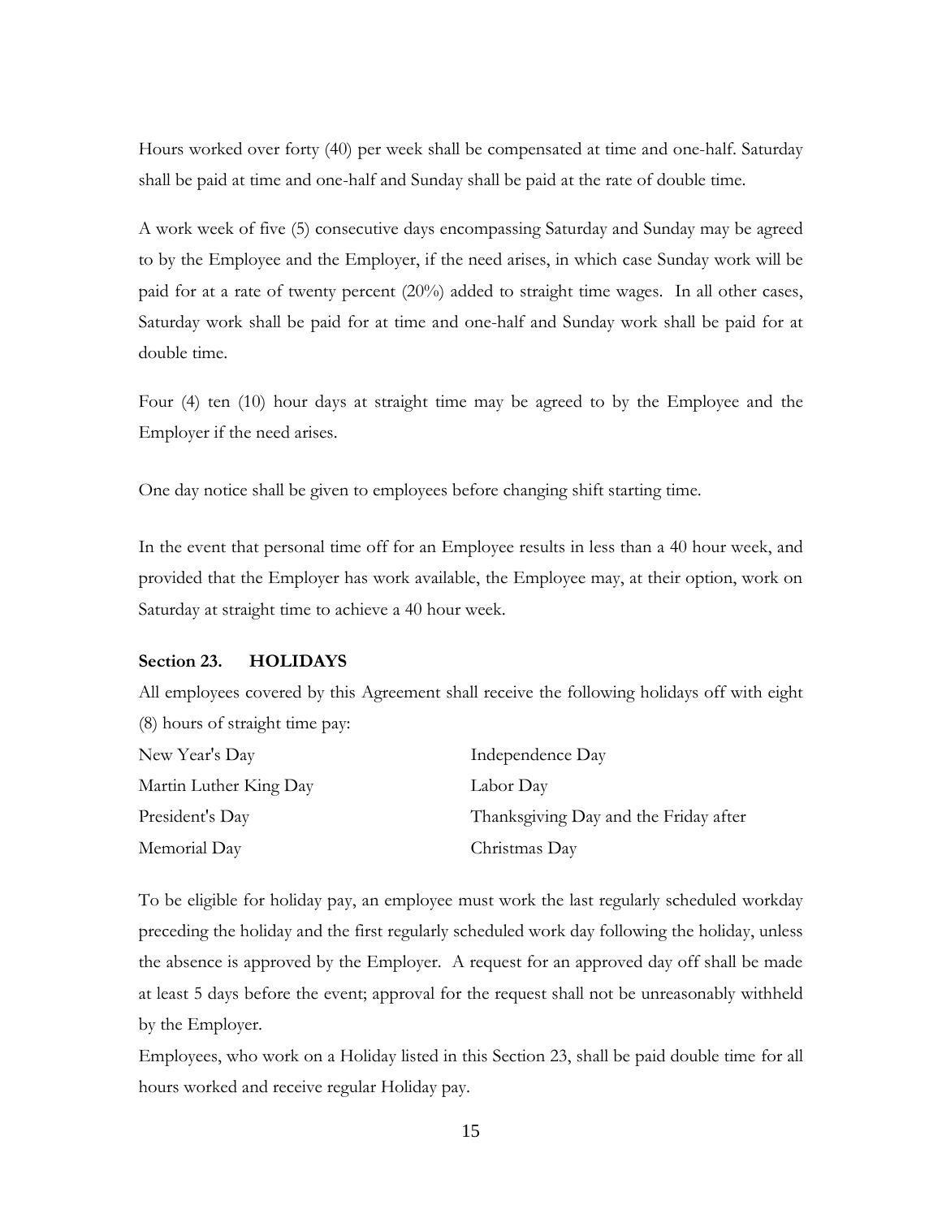Hours worked over forty (40) per week shall be compensated at time and one-half. Saturday shall be paid at time and one-half and Sunday shall be paid at the rate of double time.

A work week of five (5) consecutive days encompassing Saturday and Sunday may be agreed to by the Employee and the Employer, if the need arises, in which case Sunday work will be paid for at a rate of twenty percent (20%) added to straight time wages. In all other cases, Saturday work shall be paid for at time and one-half and Sunday work shall be paid for at double time.

Four (4) ten (10) hour days at straight time may be agreed to by the Employee and the Employer if the need arises.

One day notice shall be given to employees before changing shift starting time.

In the event that personal time off for an Employee results in less than a 40 hour week, and provided that the Employer has work available, the Employee may, at their option, work on Saturday at straight time to achieve a 40 hour week.

**Section 23. HOLIDAYS**

All employees covered by this Agreement shall receive the following holidays off with eight (8) hours of straight time pay:

| | |
|---|---|
| New Year's Day | Independence Day |
| Martin Luther King Day | Labor Day |
| President's Day | Thanksgiving Day and the Friday after |
| Memorial Day | Christmas Day |

To be eligible for holiday pay, an employee must work the last regularly scheduled workday preceding the holiday and the first regularly scheduled work day following the holiday, unless the absence is approved by the Employer. A request for an approved day off shall be made at least 5 days before the event; approval for the request shall not be unreasonably withheld by the Employer.

Employees, who work on a Holiday listed in this Section 23, shall be paid double time for all hours worked and receive regular Holiday pay.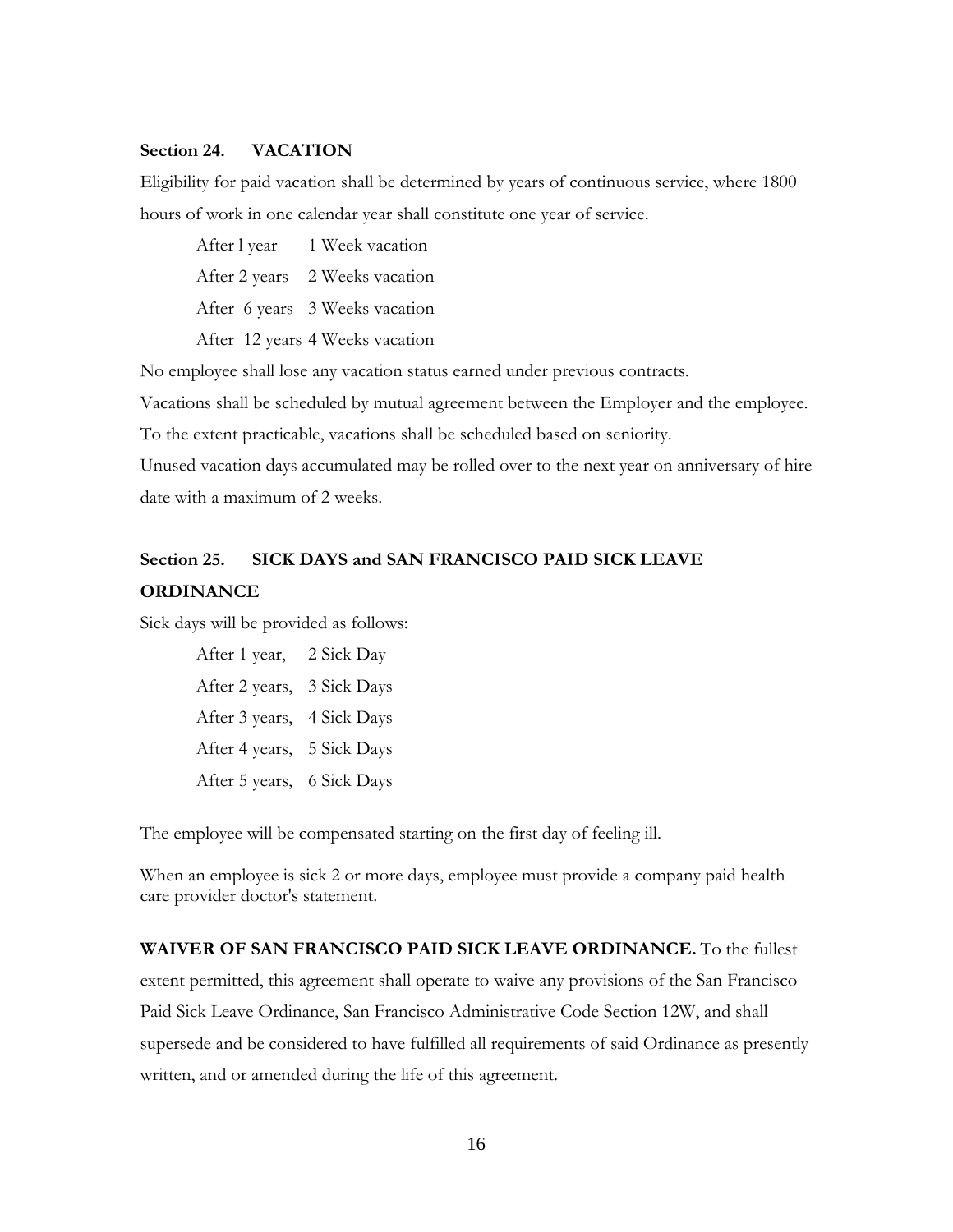## Section 24. VACATION

Eligibility for paid vacation shall be determined by years of continuous service, where 1800 hours of work in one calendar year shall constitute one year of service.

After l year 1 Week vacation

After 2 years 2 Weeks vacation

After 6 years 3 Weeks vacation

After 12 years 4 Weeks vacation

No employee shall lose any vacation status earned under previous contracts.

Vacations shall be scheduled by mutual agreement between the Employer and the employee.

To the extent practicable, vacations shall be scheduled based on seniority.

Unused vacation days accumulated may be rolled over to the next year on anniversary of hire date with a maximum of 2 weeks.

## Section 25. SICK DAYS and SAN FRANCISCO PAID SICK LEAVE ORDINANCE

Sick days will be provided as follows:

After 1 year, 2 Sick Day

After 2 years, 3 Sick Days

After 3 years, 4 Sick Days

After 4 years, 5 Sick Days

After 5 years, 6 Sick Days

The employee will be compensated starting on the first day of feeling ill.

When an employee is sick 2 or more days, employee must provide a company paid health care provider doctor's statement.

**WAIVER OF SAN FRANCISCO PAID SICK LEAVE ORDINANCE.** To the fullest extent permitted, this agreement shall operate to waive any provisions of the San Francisco Paid Sick Leave Ordinance, San Francisco Administrative Code Section 12W, and shall supersede and be considered to have fulfilled all requirements of said Ordinance as presently written, and or amended during the life of this agreement.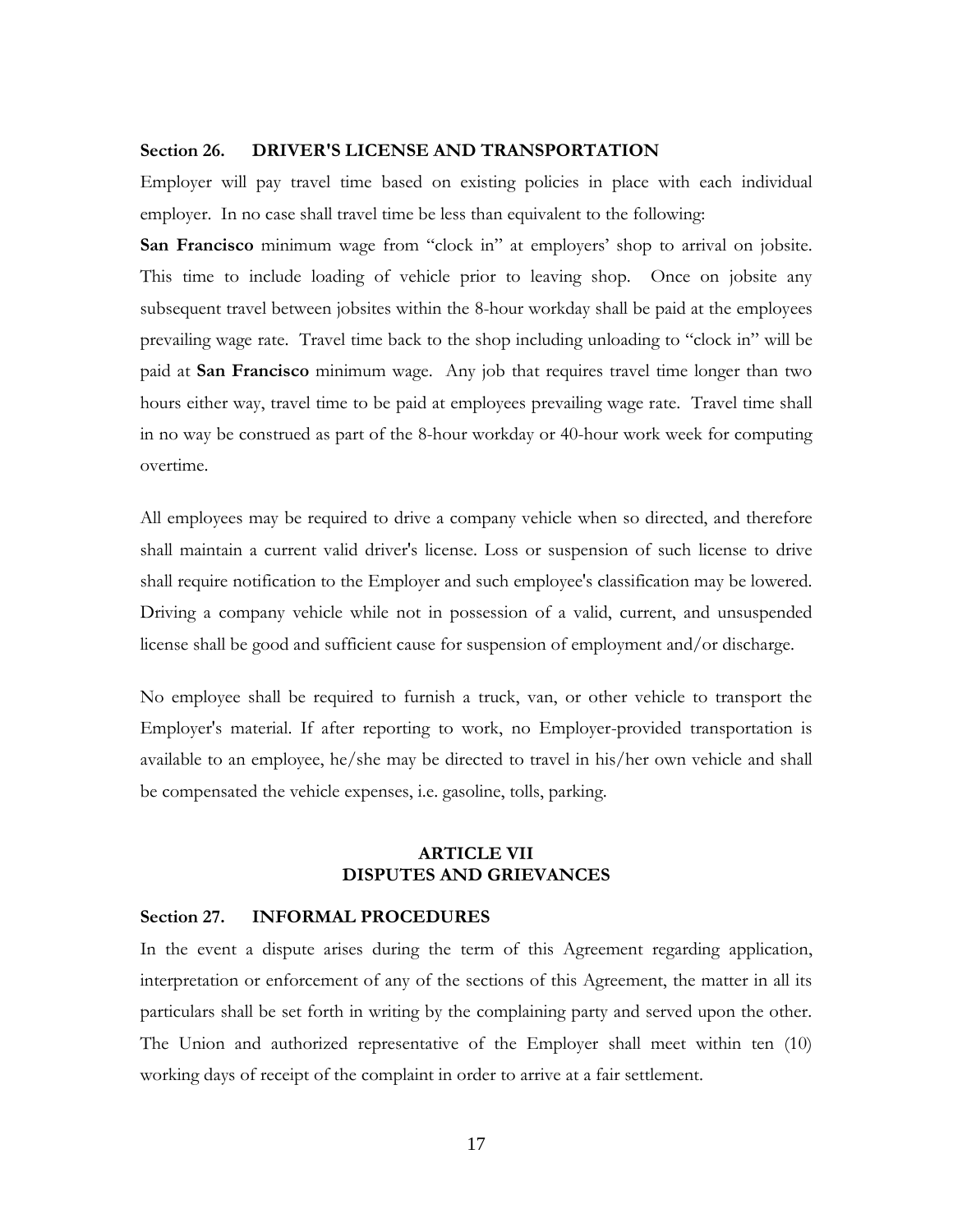### Section 26. DRIVER'S LICENSE AND TRANSPORTATION

Employer will pay travel time based on existing policies in place with each individual employer. In no case shall travel time be less than equivalent to the following:

**San Francisco** minimum wage from "clock in" at employers' shop to arrival on jobsite. This time to include loading of vehicle prior to leaving shop. Once on jobsite any subsequent travel between jobsites within the 8-hour workday shall be paid at the employees prevailing wage rate. Travel time back to the shop including unloading to "clock in" will be paid at **San Francisco** minimum wage. Any job that requires travel time longer than two hours either way, travel time to be paid at employees prevailing wage rate. Travel time shall in no way be construed as part of the 8-hour workday or 40-hour work week for computing overtime.

All employees may be required to drive a company vehicle when so directed, and therefore shall maintain a current valid driver's license. Loss or suspension of such license to drive shall require notification to the Employer and such employee's classification may be lowered. Driving a company vehicle while not in possession of a valid, current, and unsuspended license shall be good and sufficient cause for suspension of employment and/or discharge.

No employee shall be required to furnish a truck, van, or other vehicle to transport the Employer's material. If after reporting to work, no Employer-provided transportation is available to an employee, he/she may be directed to travel in his/her own vehicle and shall be compensated the vehicle expenses, i.e. gasoline, tolls, parking.

## ARTICLE VII
## DISPUTES AND GRIEVANCES

### Section 27. INFORMAL PROCEDURES

In the event a dispute arises during the term of this Agreement regarding application, interpretation or enforcement of any of the sections of this Agreement, the matter in all its particulars shall be set forth in writing by the complaining party and served upon the other. The Union and authorized representative of the Employer shall meet within ten (10) working days of receipt of the complaint in order to arrive at a fair settlement.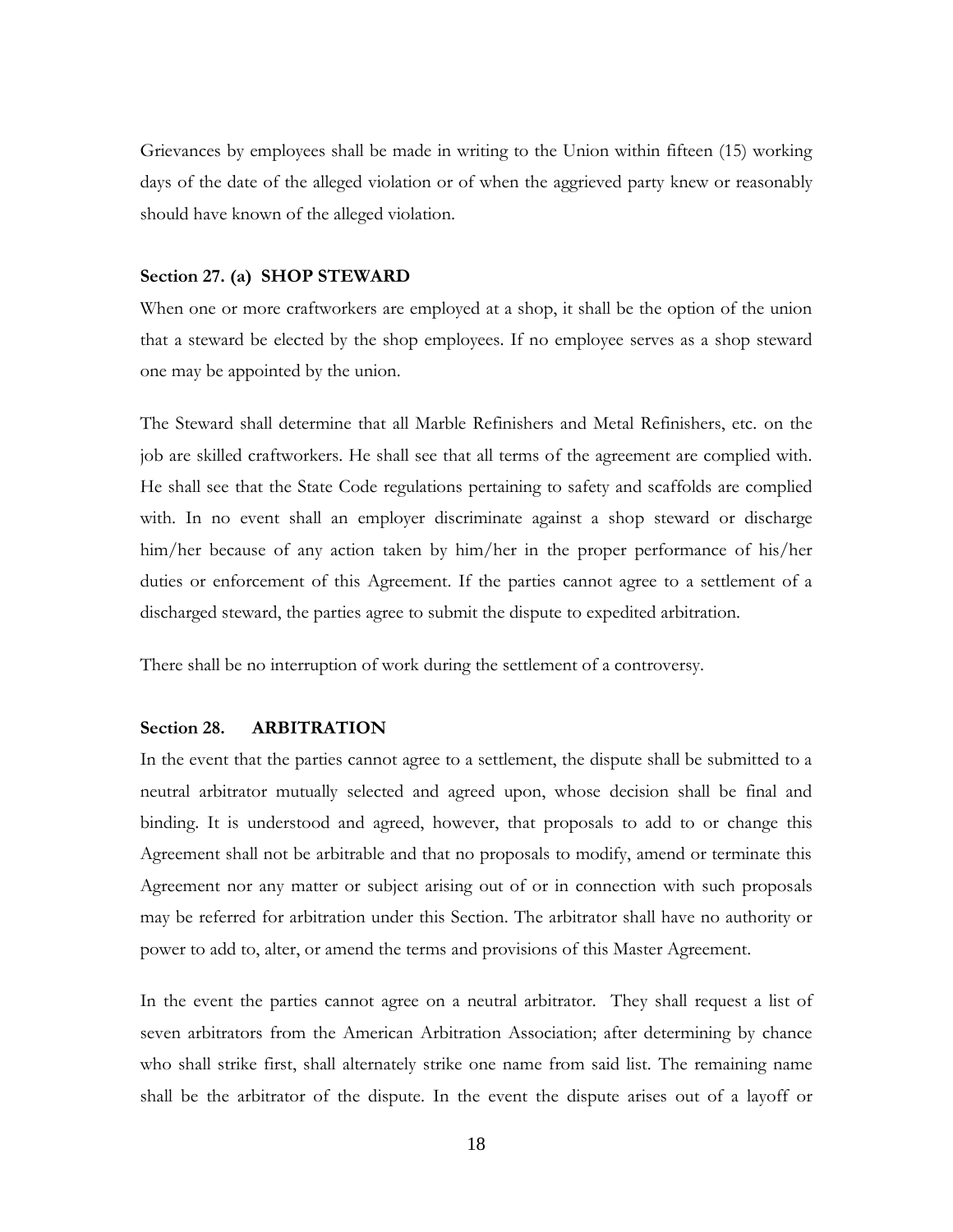Grievances by employees shall be made in writing to the Union within fifteen (15) working days of the date of the alleged violation or of when the aggrieved party knew or reasonably should have known of the alleged violation.

### Section 27. (a) SHOP STEWARD

When one or more craftworkers are employed at a shop, it shall be the option of the union that a steward be elected by the shop employees. If no employee serves as a shop steward one may be appointed by the union.

The Steward shall determine that all Marble Refinishers and Metal Refinishers, etc. on the job are skilled craftworkers. He shall see that all terms of the agreement are complied with. He shall see that the State Code regulations pertaining to safety and scaffolds are complied with. In no event shall an employer discriminate against a shop steward or discharge him/her because of any action taken by him/her in the proper performance of his/her duties or enforcement of this Agreement. If the parties cannot agree to a settlement of a discharged steward, the parties agree to submit the dispute to expedited arbitration.

There shall be no interruption of work during the settlement of a controversy.

### Section 28. ARBITRATION

In the event that the parties cannot agree to a settlement, the dispute shall be submitted to a neutral arbitrator mutually selected and agreed upon, whose decision shall be final and binding. It is understood and agreed, however, that proposals to add to or change this Agreement shall not be arbitrable and that no proposals to modify, amend or terminate this Agreement nor any matter or subject arising out of or in connection with such proposals may be referred for arbitration under this Section. The arbitrator shall have no authority or power to add to, alter, or amend the terms and provisions of this Master Agreement.

In the event the parties cannot agree on a neutral arbitrator. They shall request a list of seven arbitrators from the American Arbitration Association; after determining by chance who shall strike first, shall alternately strike one name from said list. The remaining name shall be the arbitrator of the dispute. In the event the dispute arises out of a layoff or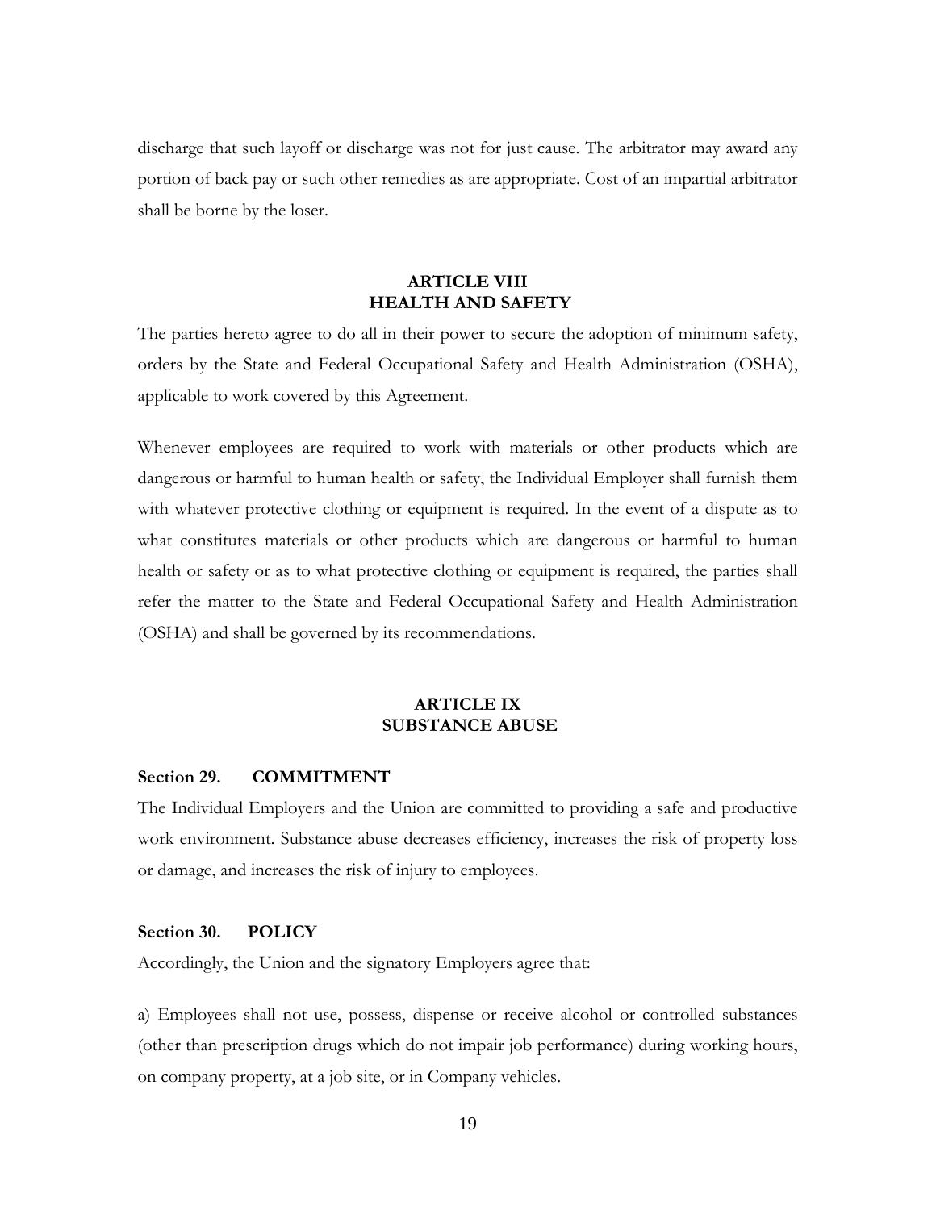discharge that such layoff or discharge was not for just cause. The arbitrator may award any portion of back pay or such other remedies as are appropriate. Cost of an impartial arbitrator shall be borne by the loser.

## ARTICLE VIII
## HEALTH AND SAFETY

The parties hereto agree to do all in their power to secure the adoption of minimum safety, orders by the State and Federal Occupational Safety and Health Administration (OSHA), applicable to work covered by this Agreement.

Whenever employees are required to work with materials or other products which are dangerous or harmful to human health or safety, the Individual Employer shall furnish them with whatever protective clothing or equipment is required. In the event of a dispute as to what constitutes materials or other products which are dangerous or harmful to human health or safety or as to what protective clothing or equipment is required, the parties shall refer the matter to the State and Federal Occupational Safety and Health Administration (OSHA) and shall be governed by its recommendations.

## ARTICLE IX
## SUBSTANCE ABUSE

### Section 29. COMMITMENT

The Individual Employers and the Union are committed to providing a safe and productive work environment. Substance abuse decreases efficiency, increases the risk of property loss or damage, and increases the risk of injury to employees.

### Section 30. POLICY

Accordingly, the Union and the signatory Employers agree that:

a) Employees shall not use, possess, dispense or receive alcohol or controlled substances (other than prescription drugs which do not impair job performance) during working hours, on company property, at a job site, or in Company vehicles.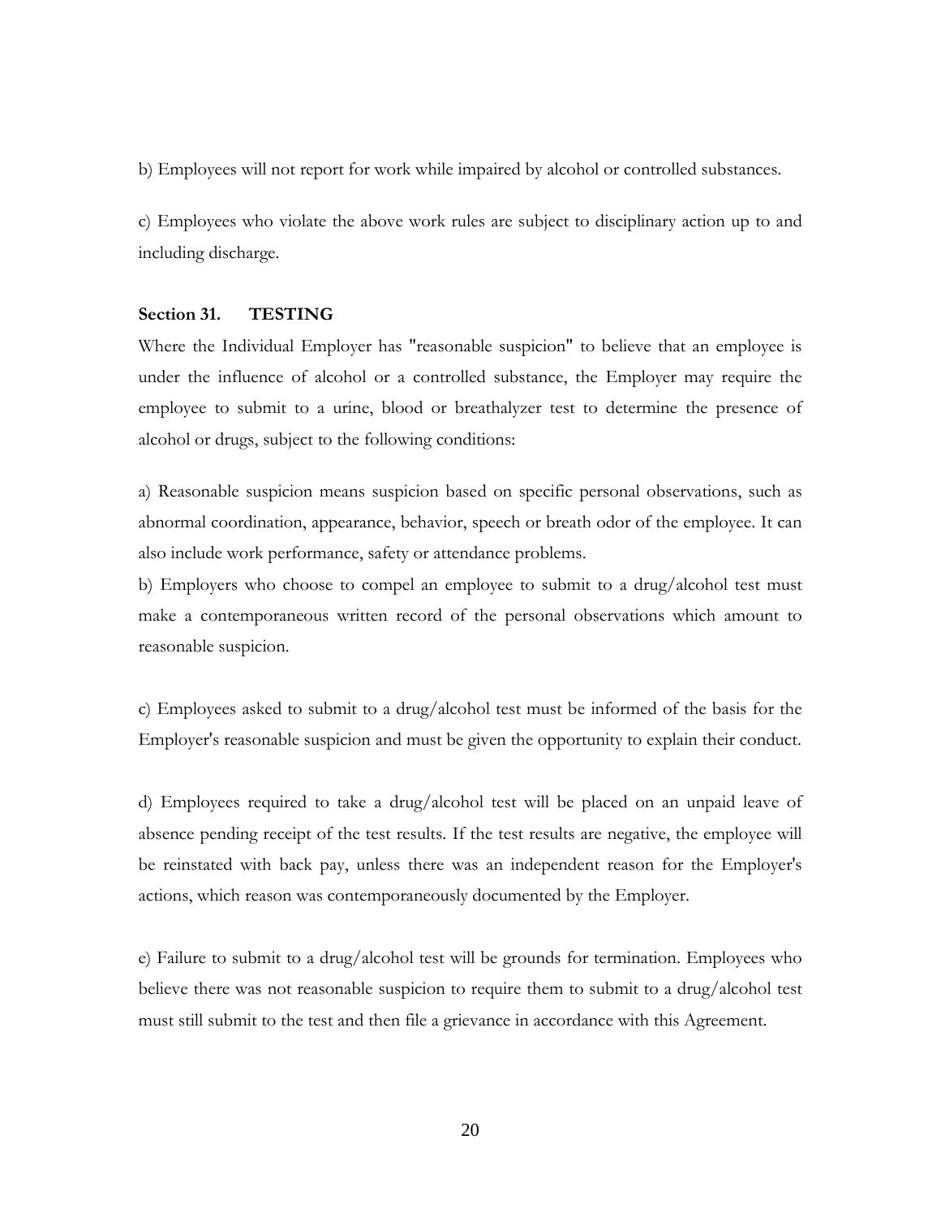b) Employees will not report for work while impaired by alcohol or controlled substances.

c) Employees who violate the above work rules are subject to disciplinary action up to and including discharge.

**Section 31. TESTING**

Where the Individual Employer has "reasonable suspicion" to believe that an employee is under the influence of alcohol or a controlled substance, the Employer may require the employee to submit to a urine, blood or breathalyzer test to determine the presence of alcohol or drugs, subject to the following conditions:

a) Reasonable suspicion means suspicion based on specific personal observations, such as abnormal coordination, appearance, behavior, speech or breath odor of the employee. It can also include work performance, safety or attendance problems.

b) Employers who choose to compel an employee to submit to a drug/alcohol test must make a contemporaneous written record of the personal observations which amount to reasonable suspicion.

c) Employees asked to submit to a drug/alcohol test must be informed of the basis for the Employer's reasonable suspicion and must be given the opportunity to explain their conduct.

d) Employees required to take a drug/alcohol test will be placed on an unpaid leave of absence pending receipt of the test results. If the test results are negative, the employee will be reinstated with back pay, unless there was an independent reason for the Employer's actions, which reason was contemporaneously documented by the Employer.

e) Failure to submit to a drug/alcohol test will be grounds for termination. Employees who believe there was not reasonable suspicion to require them to submit to a drug/alcohol test must still submit to the test and then file a grievance in accordance with this Agreement.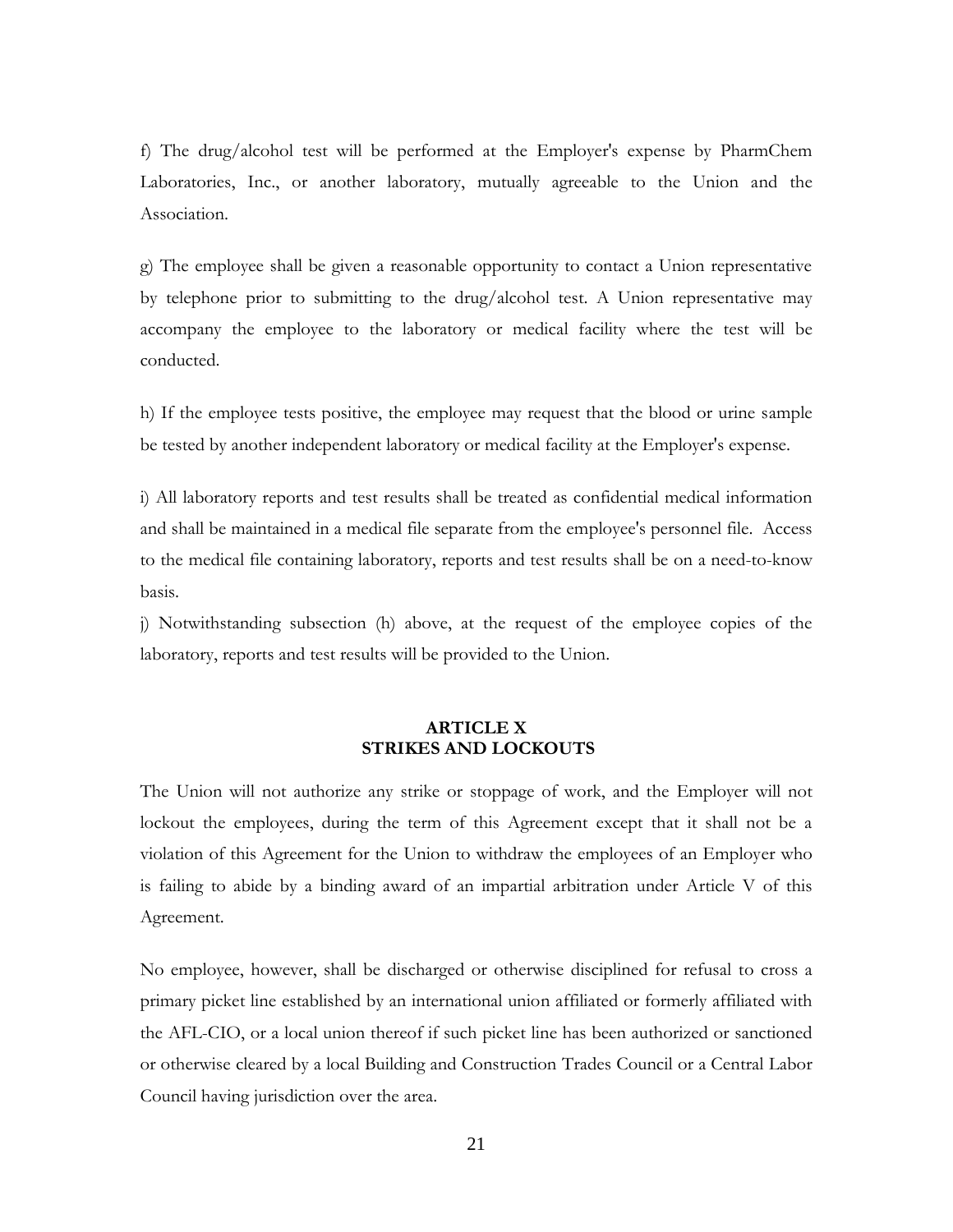f) The drug/alcohol test will be performed at the Employer's expense by PharmChem Laboratories, Inc., or another laboratory, mutually agreeable to the Union and the Association.

g) The employee shall be given a reasonable opportunity to contact a Union representative by telephone prior to submitting to the drug/alcohol test. A Union representative may accompany the employee to the laboratory or medical facility where the test will be conducted.

h) If the employee tests positive, the employee may request that the blood or urine sample be tested by another independent laboratory or medical facility at the Employer's expense.

i) All laboratory reports and test results shall be treated as confidential medical information and shall be maintained in a medical file separate from the employee's personnel file. Access to the medical file containing laboratory, reports and test results shall be on a need-to-know basis.

j) Notwithstanding subsection (h) above, at the request of the employee copies of the laboratory, reports and test results will be provided to the Union.

## ARTICLE X
## STRIKES AND LOCKOUTS

The Union will not authorize any strike or stoppage of work, and the Employer will not lockout the employees, during the term of this Agreement except that it shall not be a violation of this Agreement for the Union to withdraw the employees of an Employer who is failing to abide by a binding award of an impartial arbitration under Article V of this Agreement.

No employee, however, shall be discharged or otherwise disciplined for refusal to cross a primary picket line established by an international union affiliated or formerly affiliated with the AFL-CIO, or a local union thereof if such picket line has been authorized or sanctioned or otherwise cleared by a local Building and Construction Trades Council or a Central Labor Council having jurisdiction over the area.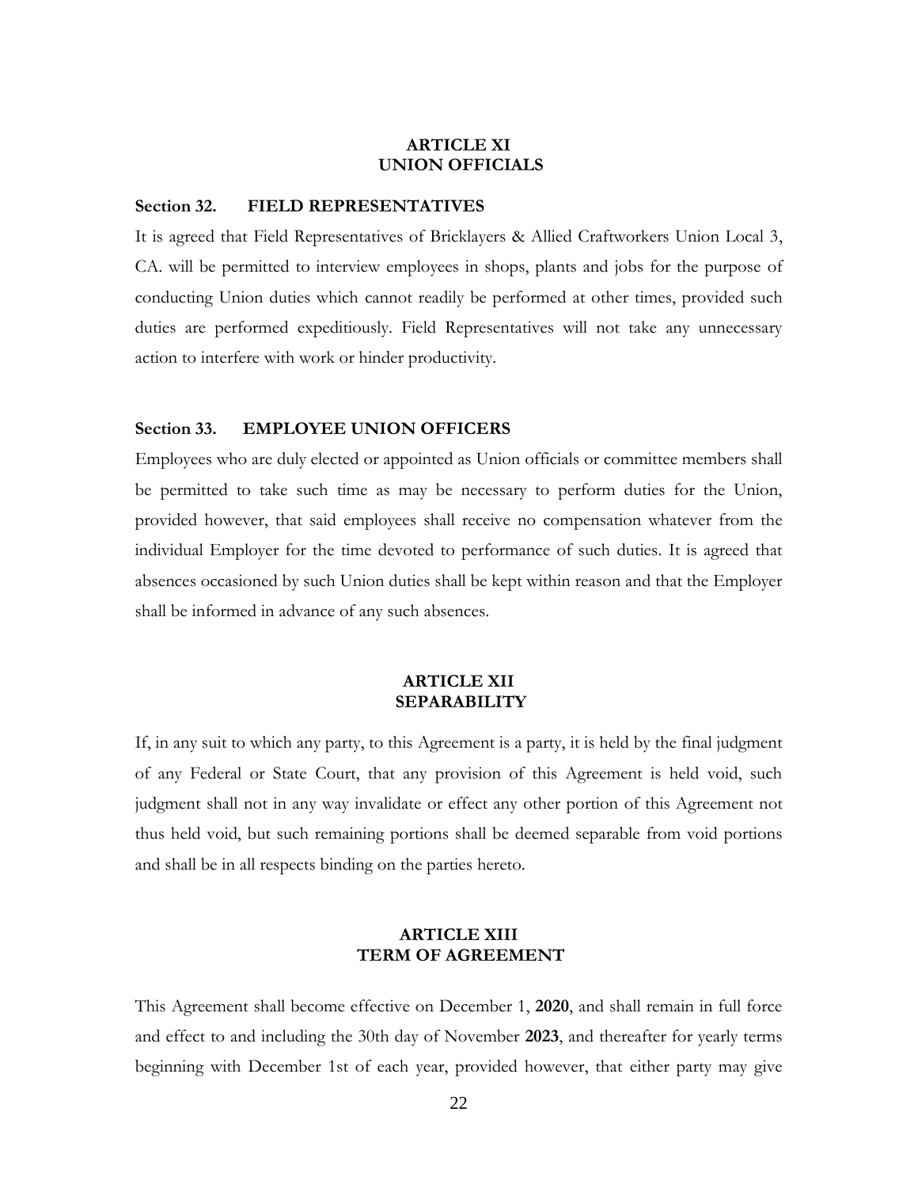## ARTICLE XI
## UNION OFFICIALS

**Section 32. FIELD REPRESENTATIVES**

It is agreed that Field Representatives of Bricklayers & Allied Craftworkers Union Local 3, CA. will be permitted to interview employees in shops, plants and jobs for the purpose of conducting Union duties which cannot readily be performed at other times, provided such duties are performed expeditiously. Field Representatives will not take any unnecessary action to interfere with work or hinder productivity.

**Section 33. EMPLOYEE UNION OFFICERS**

Employees who are duly elected or appointed as Union officials or committee members shall be permitted to take such time as may be necessary to perform duties for the Union, provided however, that said employees shall receive no compensation whatever from the individual Employer for the time devoted to performance of such duties. It is agreed that absences occasioned by such Union duties shall be kept within reason and that the Employer shall be informed in advance of any such absences.

## ARTICLE XII
## SEPARABILITY

If, in any suit to which any party, to this Agreement is a party, it is held by the final judgment of any Federal or State Court, that any provision of this Agreement is held void, such judgment shall not in any way invalidate or effect any other portion of this Agreement not thus held void, but such remaining portions shall be deemed separable from void portions and shall be in all respects binding on the parties hereto.

## ARTICLE XIII
## TERM OF AGREEMENT

This Agreement shall become effective on December 1, **2020**, and shall remain in full force and effect to and including the 30th day of November **2023**, and thereafter for yearly terms beginning with December 1st of each year, provided however, that either party may give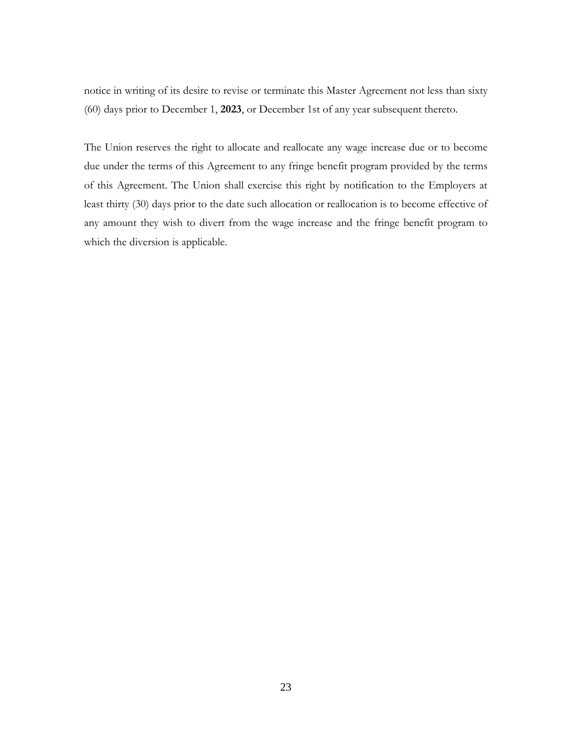notice in writing of its desire to revise or terminate this Master Agreement not less than sixty (60) days prior to December 1, **2023**, or December 1st of any year subsequent thereto.

The Union reserves the right to allocate and reallocate any wage increase due or to become due under the terms of this Agreement to any fringe benefit program provided by the terms of this Agreement. The Union shall exercise this right by notification to the Employers at least thirty (30) days prior to the date such allocation or reallocation is to become effective of any amount they wish to divert from the wage increase and the fringe benefit program to which the diversion is applicable.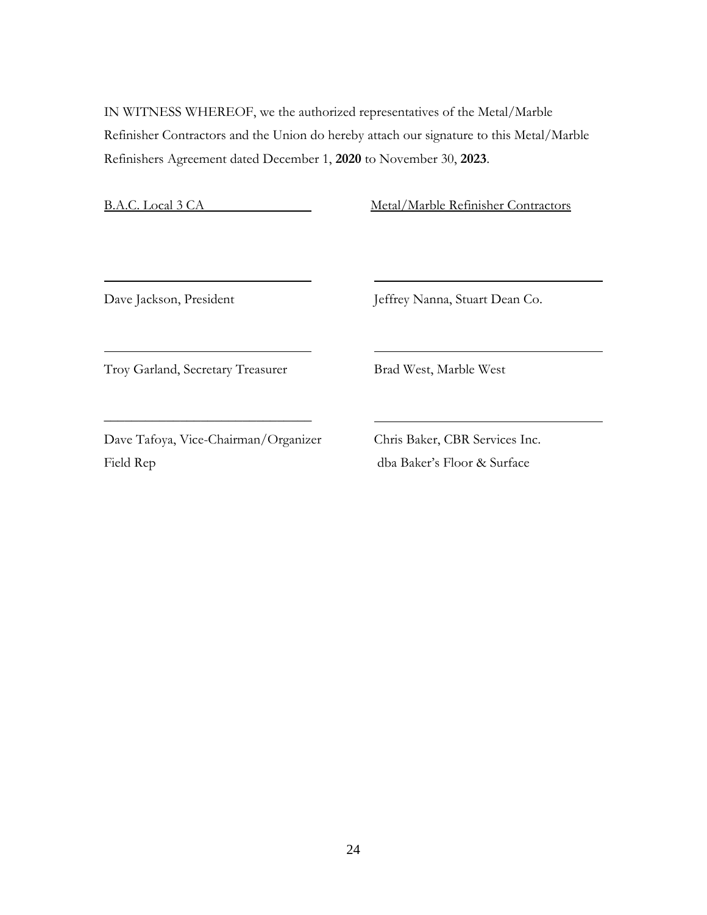IN WITNESS WHEREOF, we the authorized representatives of the Metal/Marble Refinisher Contractors and the Union do hereby attach our signature to this Metal/Marble Refinishers Agreement dated December 1, **2020** to November 30, **2023**.

| B.A.C. Local 3 CA | Metal/Marble Refinisher Contractors |
|---|---|
| ______________________________ | ______________________________ |
| Dave Jackson, President | Jeffrey Nanna, Stuart Dean Co. |
| ______________________________ | ______________________________ |
| Troy Garland, Secretary Treasurer | Brad West, Marble West |
| ______________________________ | ______________________________ |
| Dave Tafoya, Vice-Chairman/Organizer Field Rep | Chris Baker, CBR Services Inc. dba Baker's Floor & Surface |